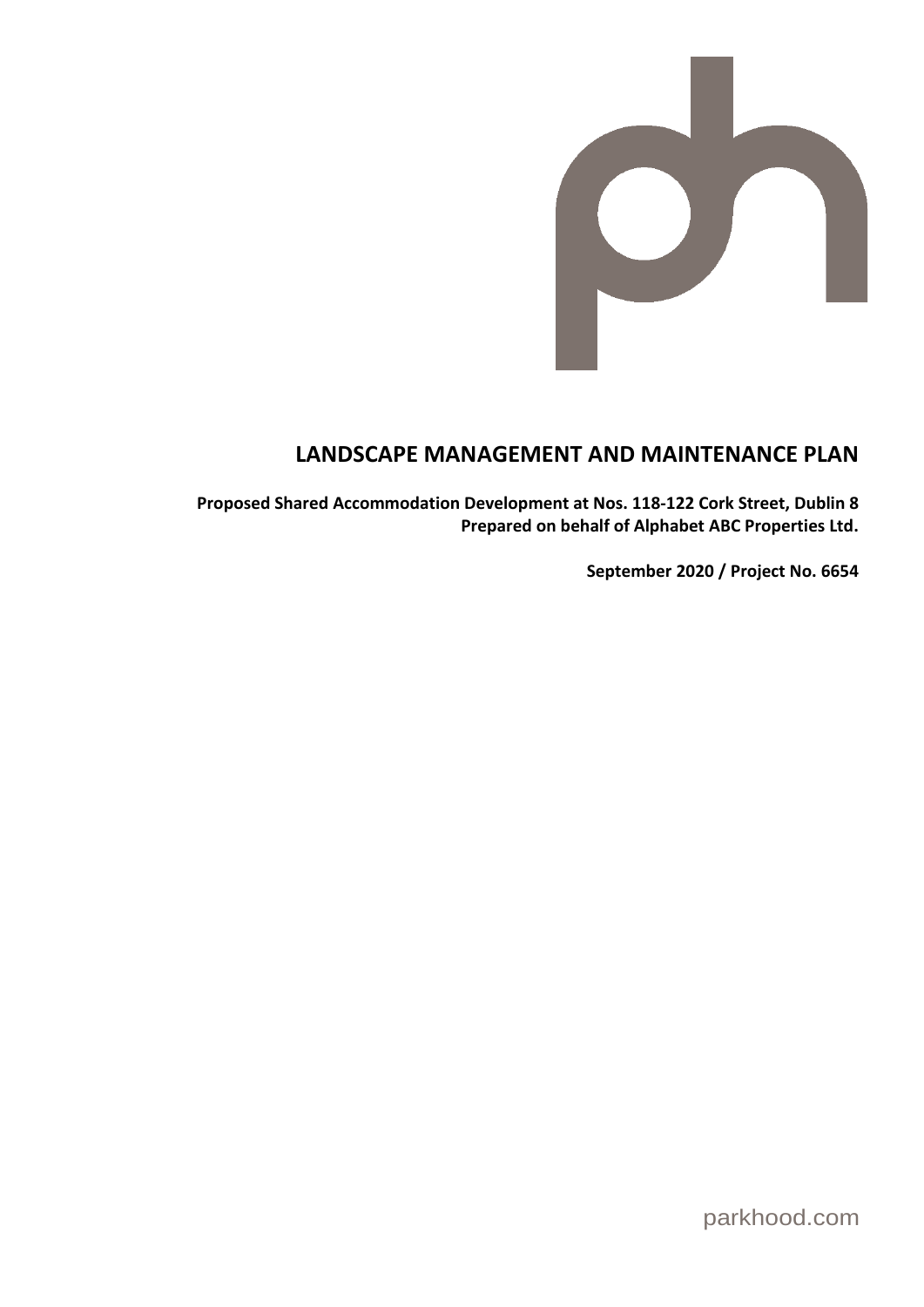# LANDSCAPE MANAGEMENT AND MAINTENANCE PLAN

**Proposed Shared Accommodation Development at Nos. 118-122 Cork Street, Dublin 8**
**Prepared on behalf of Alphabet ABC Properties Ltd.**

**September 2020 / Project No. 6654**

parkhood.com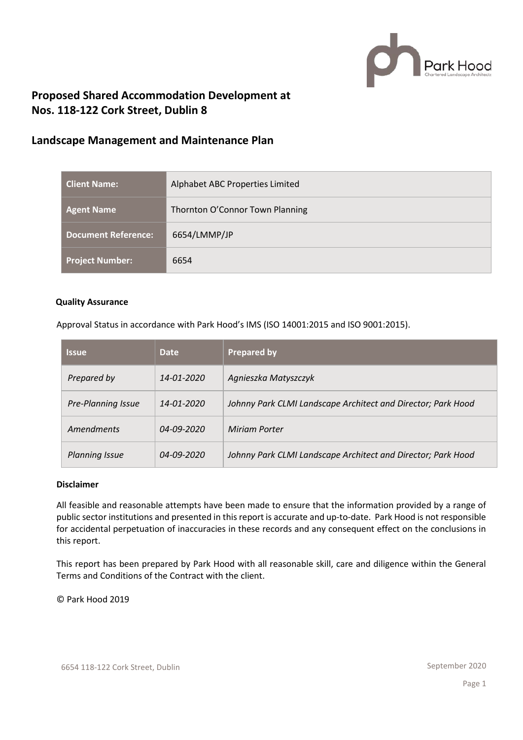## Proposed Shared Accommodation Development at Nos. 118-122 Cork Street, Dublin 8

## Landscape Management and Maintenance Plan

| Client Name: | Alphabet ABC Properties Limited |
|---|---|
| Agent Name | Thornton O'Connor Town Planning |
| Document Reference: | 6654/LMMP/JP |
| Project Number: | 6654 |

**Quality Assurance**

Approval Status in accordance with Park Hood's IMS (ISO 14001:2015 and ISO 9001:2015).

| Issue | Date | Prepared by |
|---|---|---|
| *Prepared by* | *14-01-2020* | *Agnieszka Matyszczyk* |
| *Pre-Planning Issue* | *14-01-2020* | *Johnny Park CLMI Landscape Architect and Director; Park Hood* |
| *Amendments* | *04-09-2020* | *Miriam Porter* |
| *Planning Issue* | *04-09-2020* | *Johnny Park CLMI Landscape Architect and Director; Park Hood* |

**Disclaimer**

All feasible and reasonable attempts have been made to ensure that the information provided by a range of public sector institutions and presented in this report is accurate and up-to-date. Park Hood is not responsible for accidental perpetuation of inaccuracies in these records and any consequent effect on the conclusions in this report.

This report has been prepared by Park Hood with all reasonable skill, care and diligence within the General Terms and Conditions of the Contract with the client.

© Park Hood 2019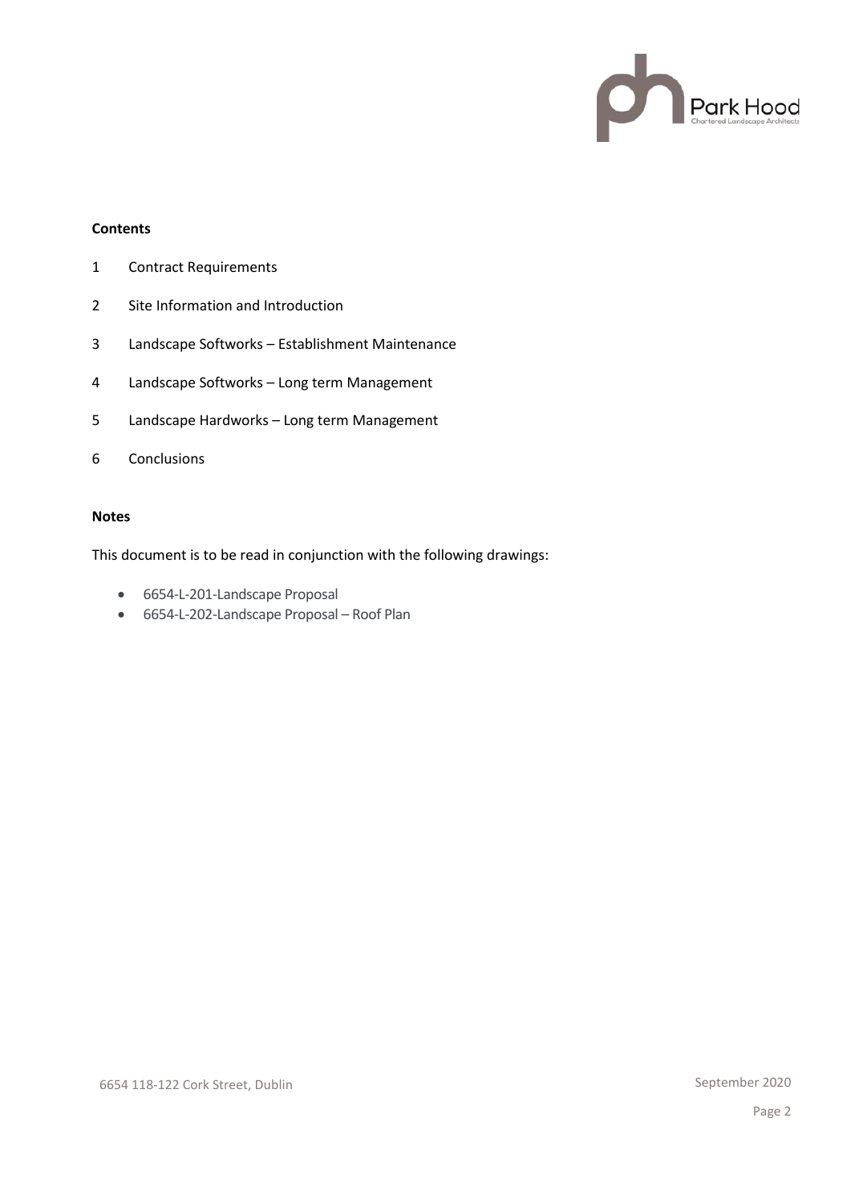**Contents**

1 Contract Requirements

2 Site Information and Introduction

3 Landscape Softworks – Establishment Maintenance

4 Landscape Softworks – Long term Management

5 Landscape Hardworks – Long term Management

6 Conclusions

**Notes**

This document is to be read in conjunction with the following drawings:

- 6654-L-201-Landscape Proposal
- 6654-L-202-Landscape Proposal – Roof Plan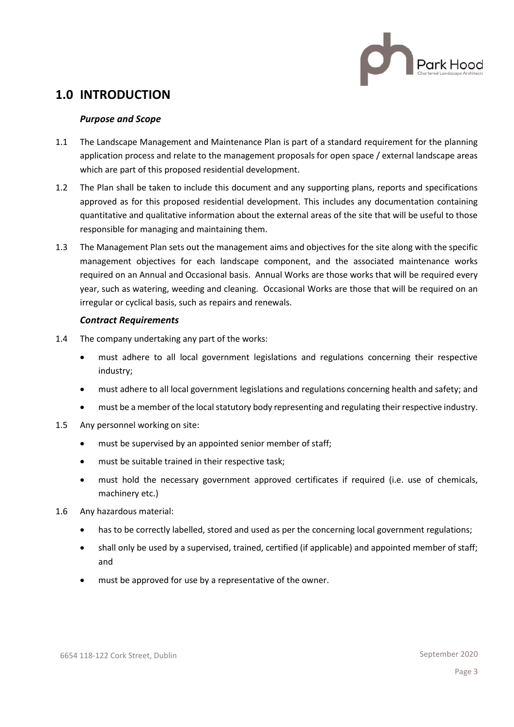## 1.0 INTRODUCTION

### *Purpose and Scope*

1.1 The Landscape Management and Maintenance Plan is part of a standard requirement for the planning application process and relate to the management proposals for open space / external landscape areas which are part of this proposed residential development.

1.2 The Plan shall be taken to include this document and any supporting plans, reports and specifications approved as for this proposed residential development. This includes any documentation containing quantitative and qualitative information about the external areas of the site that will be useful to those responsible for managing and maintaining them.

1.3 The Management Plan sets out the management aims and objectives for the site along with the specific management objectives for each landscape component, and the associated maintenance works required on an Annual and Occasional basis. Annual Works are those works that will be required every year, such as watering, weeding and cleaning. Occasional Works are those that will be required on an irregular or cyclical basis, such as repairs and renewals.

### *Contract Requirements*

1.4 The company undertaking any part of the works:

- must adhere to all local government legislations and regulations concerning their respective industry;
- must adhere to all local government legislations and regulations concerning health and safety; and
- must be a member of the local statutory body representing and regulating their respective industry.

1.5 Any personnel working on site:

- must be supervised by an appointed senior member of staff;
- must be suitable trained in their respective task;
- must hold the necessary government approved certificates if required (i.e. use of chemicals, machinery etc.)

1.6 Any hazardous material:

- has to be correctly labelled, stored and used as per the concerning local government regulations;
- shall only be used by a supervised, trained, certified (if applicable) and appointed member of staff; and
- must be approved for use by a representative of the owner.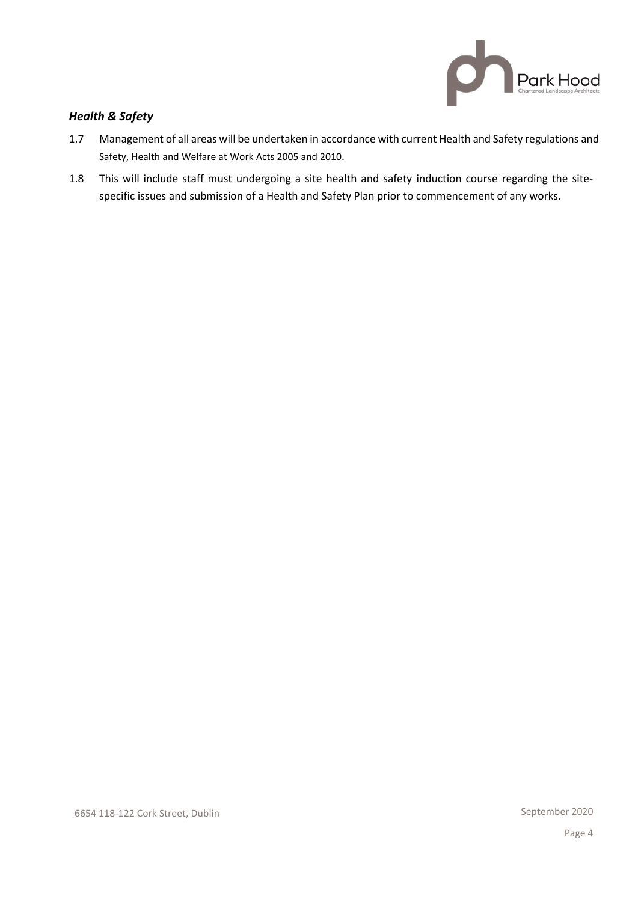### *Health & Safety*

1.7 Management of all areas will be undertaken in accordance with current Health and Safety regulations and Safety, Health and Welfare at Work Acts 2005 and 2010.

1.8 This will include staff must undergoing a site health and safety induction course regarding the site-specific issues and submission of a Health and Safety Plan prior to commencement of any works.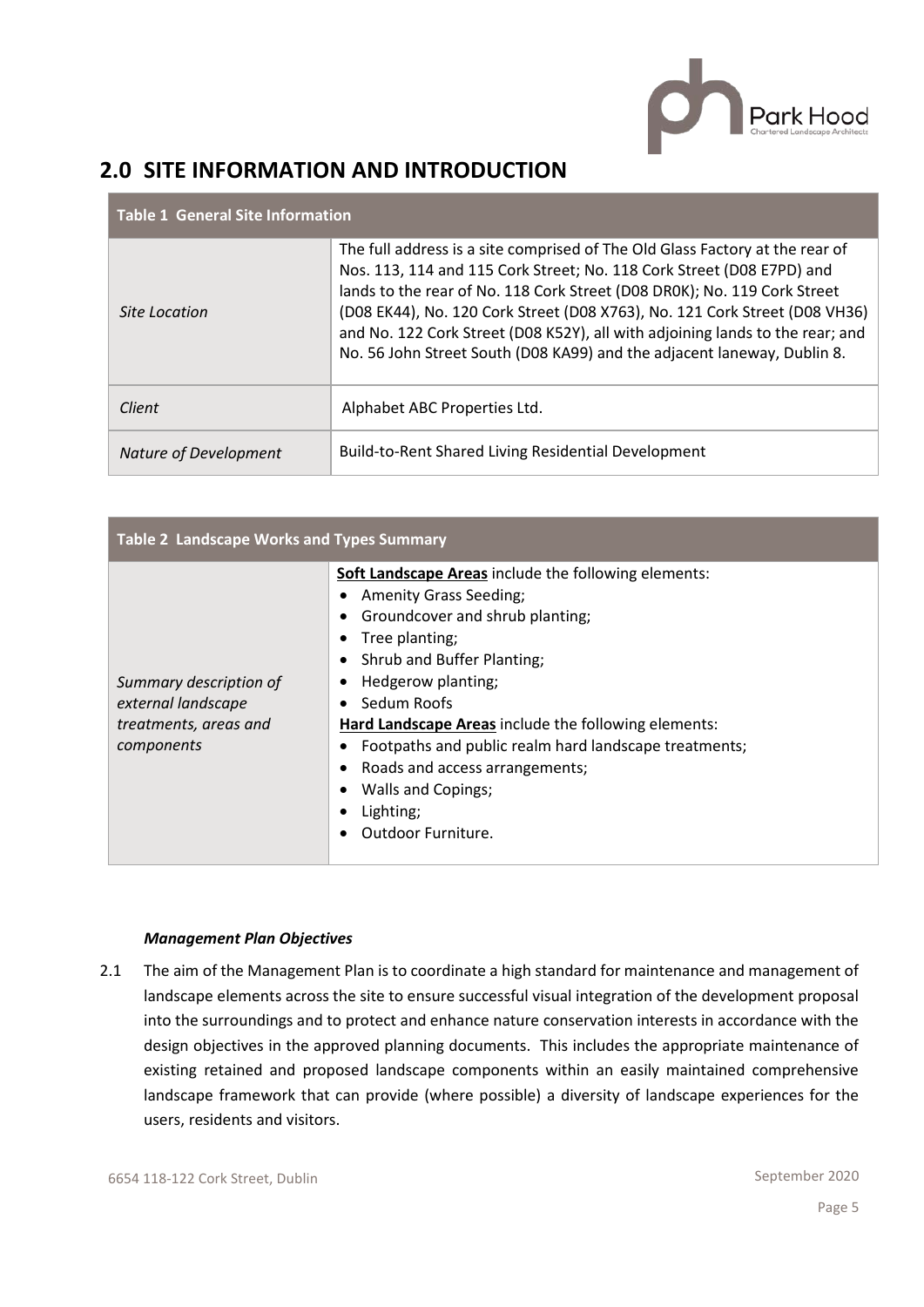## 2.0 SITE INFORMATION AND INTRODUCTION

| Table 1 General Site Information | |
|---|---|
| *Site Location* | The full address is a site comprised of The Old Glass Factory at the rear of Nos. 113, 114 and 115 Cork Street; No. 118 Cork Street (D08 E7PD) and lands to the rear of No. 118 Cork Street (D08 DR0K); No. 119 Cork Street (D08 EK44), No. 120 Cork Street (D08 X763), No. 121 Cork Street (D08 VH36) and No. 122 Cork Street (D08 K52Y), all with adjoining lands to the rear; and No. 56 John Street South (D08 KA99) and the adjacent laneway, Dublin 8. |
| *Client* | Alphabet ABC Properties Ltd. |
| *Nature of Development* | Build-to-Rent Shared Living Residential Development |

| Table 2 Landscape Works and Types Summary | |
|---|---|
| *Summary description of external landscape treatments, areas and components* | **Soft Landscape Areas** include the following elements:<br>• Amenity Grass Seeding;<br>• Groundcover and shrub planting;<br>• Tree planting;<br>• Shrub and Buffer Planting;<br>• Hedgerow planting;<br>• Sedum Roofs<br>**Hard Landscape Areas** include the following elements:<br>• Footpaths and public realm hard landscape treatments;<br>• Roads and access arrangements;<br>• Walls and Copings;<br>• Lighting;<br>• Outdoor Furniture. |

***Management Plan Objectives***

2.1 The aim of the Management Plan is to coordinate a high standard for maintenance and management of landscape elements across the site to ensure successful visual integration of the development proposal into the surroundings and to protect and enhance nature conservation interests in accordance with the design objectives in the approved planning documents. This includes the appropriate maintenance of existing retained and proposed landscape components within an easily maintained comprehensive landscape framework that can provide (where possible) a diversity of landscape experiences for the users, residents and visitors.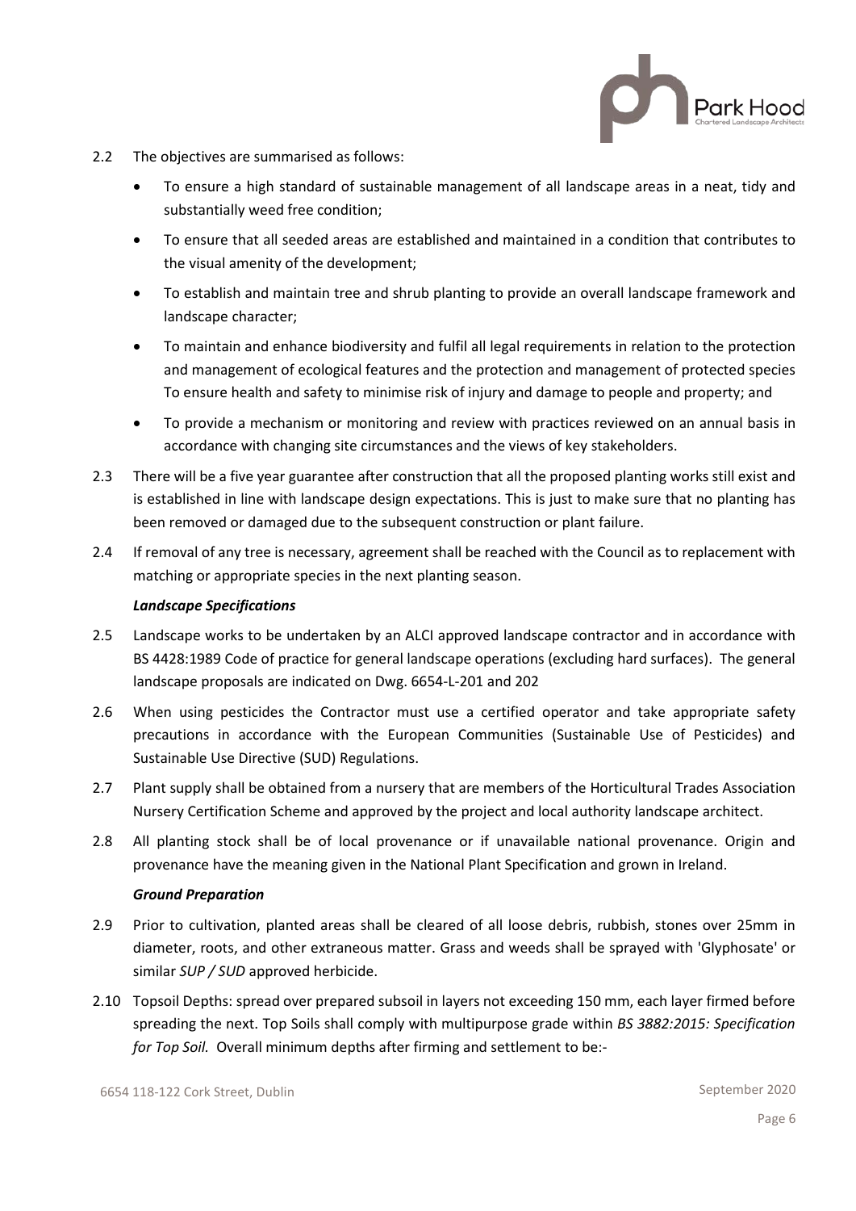2.2 The objectives are summarised as follows:

- To ensure a high standard of sustainable management of all landscape areas in a neat, tidy and substantially weed free condition;
- To ensure that all seeded areas are established and maintained in a condition that contributes to the visual amenity of the development;
- To establish and maintain tree and shrub planting to provide an overall landscape framework and landscape character;
- To maintain and enhance biodiversity and fulfil all legal requirements in relation to the protection and management of ecological features and the protection and management of protected species To ensure health and safety to minimise risk of injury and damage to people and property; and
- To provide a mechanism or monitoring and review with practices reviewed on an annual basis in accordance with changing site circumstances and the views of key stakeholders.

2.3 There will be a five year guarantee after construction that all the proposed planting works still exist and is established in line with landscape design expectations. This is just to make sure that no planting has been removed or damaged due to the subsequent construction or plant failure.

2.4 If removal of any tree is necessary, agreement shall be reached with the Council as to replacement with matching or appropriate species in the next planting season.

***Landscape Specifications***

2.5 Landscape works to be undertaken by an ALCI approved landscape contractor and in accordance with BS 4428:1989 Code of practice for general landscape operations (excluding hard surfaces). The general landscape proposals are indicated on Dwg. 6654-L-201 and 202

2.6 When using pesticides the Contractor must use a certified operator and take appropriate safety precautions in accordance with the European Communities (Sustainable Use of Pesticides) and Sustainable Use Directive (SUD) Regulations.

2.7 Plant supply shall be obtained from a nursery that are members of the Horticultural Trades Association Nursery Certification Scheme and approved by the project and local authority landscape architect.

2.8 All planting stock shall be of local provenance or if unavailable national provenance. Origin and provenance have the meaning given in the National Plant Specification and grown in Ireland.

***Ground Preparation***

2.9 Prior to cultivation, planted areas shall be cleared of all loose debris, rubbish, stones over 25mm in diameter, roots, and other extraneous matter. Grass and weeds shall be sprayed with 'Glyphosate' or similar *SUP / SUD* approved herbicide.

2.10 Topsoil Depths: spread over prepared subsoil in layers not exceeding 150 mm, each layer firmed before spreading the next. Top Soils shall comply with multipurpose grade within *BS 3882:2015: Specification for Top Soil.* Overall minimum depths after firming and settlement to be:-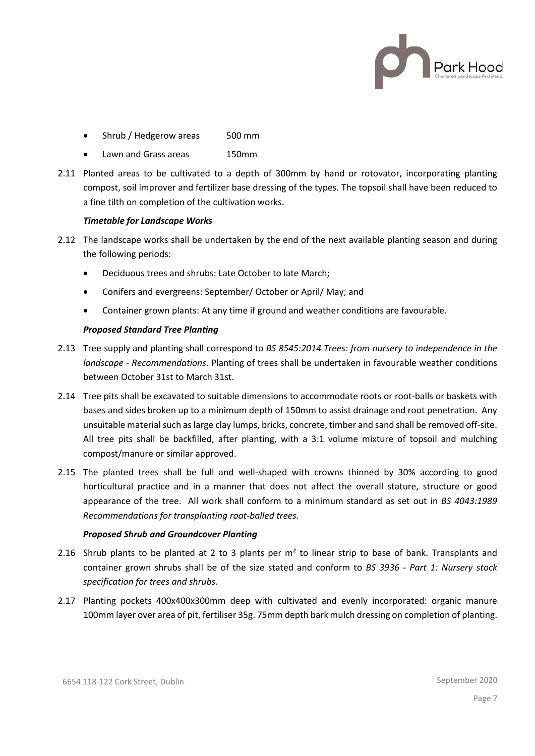- Shrub / Hedgerow areas 500 mm
- Lawn and Grass areas 150mm

2.11 Planted areas to be cultivated to a depth of 300mm by hand or rotovator, incorporating planting compost, soil improver and fertilizer base dressing of the types. The topsoil shall have been reduced to a fine tilth on completion of the cultivation works.

***Timetable for Landscape Works***

2.12 The landscape works shall be undertaken by the end of the next available planting season and during the following periods:

- Deciduous trees and shrubs: Late October to late March;
- Conifers and evergreens: September/ October or April/ May; and
- Container grown plants: At any time if ground and weather conditions are favourable.

***Proposed Standard Tree Planting***

2.13 Tree supply and planting shall correspond to *BS 8545:2014 Trees: from nursery to independence in the landscape - Recommendations*. Planting of trees shall be undertaken in favourable weather conditions between October 31st to March 31st.

2.14 Tree pits shall be excavated to suitable dimensions to accommodate roots or root-balls or baskets with bases and sides broken up to a minimum depth of 150mm to assist drainage and root penetration. Any unsuitable material such as large clay lumps, bricks, concrete, timber and sand shall be removed off-site. All tree pits shall be backfilled, after planting, with a 3:1 volume mixture of topsoil and mulching compost/manure or similar approved.

2.15 The planted trees shall be full and well-shaped with crowns thinned by 30% according to good horticultural practice and in a manner that does not affect the overall stature, structure or good appearance of the tree. All work shall conform to a minimum standard as set out in *BS 4043:1989 Recommendations for transplanting root-balled trees.*

***Proposed Shrub and Groundcover Planting***

2.16 Shrub plants to be planted at 2 to 3 plants per m² to linear strip to base of bank. Transplants and container grown shrubs shall be of the size stated and conform to *BS 3936 - Part 1: Nursery stock specification for trees and shrubs.*

2.17 Planting pockets 400x400x300mm deep with cultivated and evenly incorporated: organic manure 100mm layer over area of pit, fertiliser 35g. 75mm depth bark mulch dressing on completion of planting.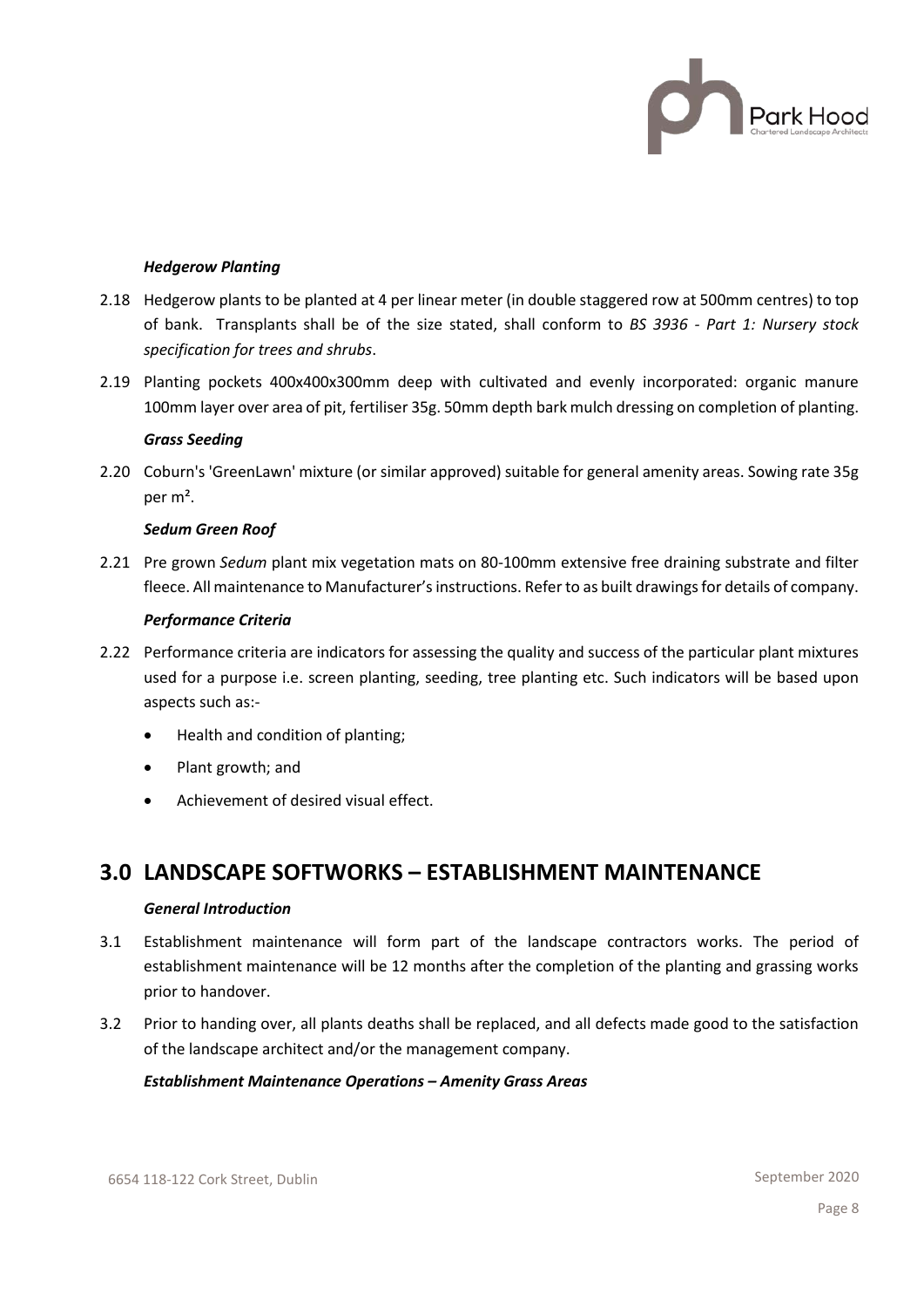***Hedgerow Planting***

2.18 Hedgerow plants to be planted at 4 per linear meter (in double staggered row at 500mm centres) to top of bank. Transplants shall be of the size stated, shall conform to *BS 3936 - Part 1: Nursery stock specification for trees and shrubs*.

2.19 Planting pockets 400x400x300mm deep with cultivated and evenly incorporated: organic manure 100mm layer over area of pit, fertiliser 35g. 50mm depth bark mulch dressing on completion of planting.

***Grass Seeding***

2.20 Coburn's 'GreenLawn' mixture (or similar approved) suitable for general amenity areas. Sowing rate 35g per m².

***Sedum Green Roof***

2.21 Pre grown *Sedum* plant mix vegetation mats on 80-100mm extensive free draining substrate and filter fleece. All maintenance to Manufacturer's instructions. Refer to as built drawings for details of company.

***Performance Criteria***

2.22 Performance criteria are indicators for assessing the quality and success of the particular plant mixtures used for a purpose i.e. screen planting, seeding, tree planting etc. Such indicators will be based upon aspects such as:-

- Health and condition of planting;
- Plant growth; and
- Achievement of desired visual effect.

## 3.0 LANDSCAPE SOFTWORKS – ESTABLISHMENT MAINTENANCE

***General Introduction***

3.1 Establishment maintenance will form part of the landscape contractors works. The period of establishment maintenance will be 12 months after the completion of the planting and grassing works prior to handover.

3.2 Prior to handing over, all plants deaths shall be replaced, and all defects made good to the satisfaction of the landscape architect and/or the management company.

***Establishment Maintenance Operations – Amenity Grass Areas***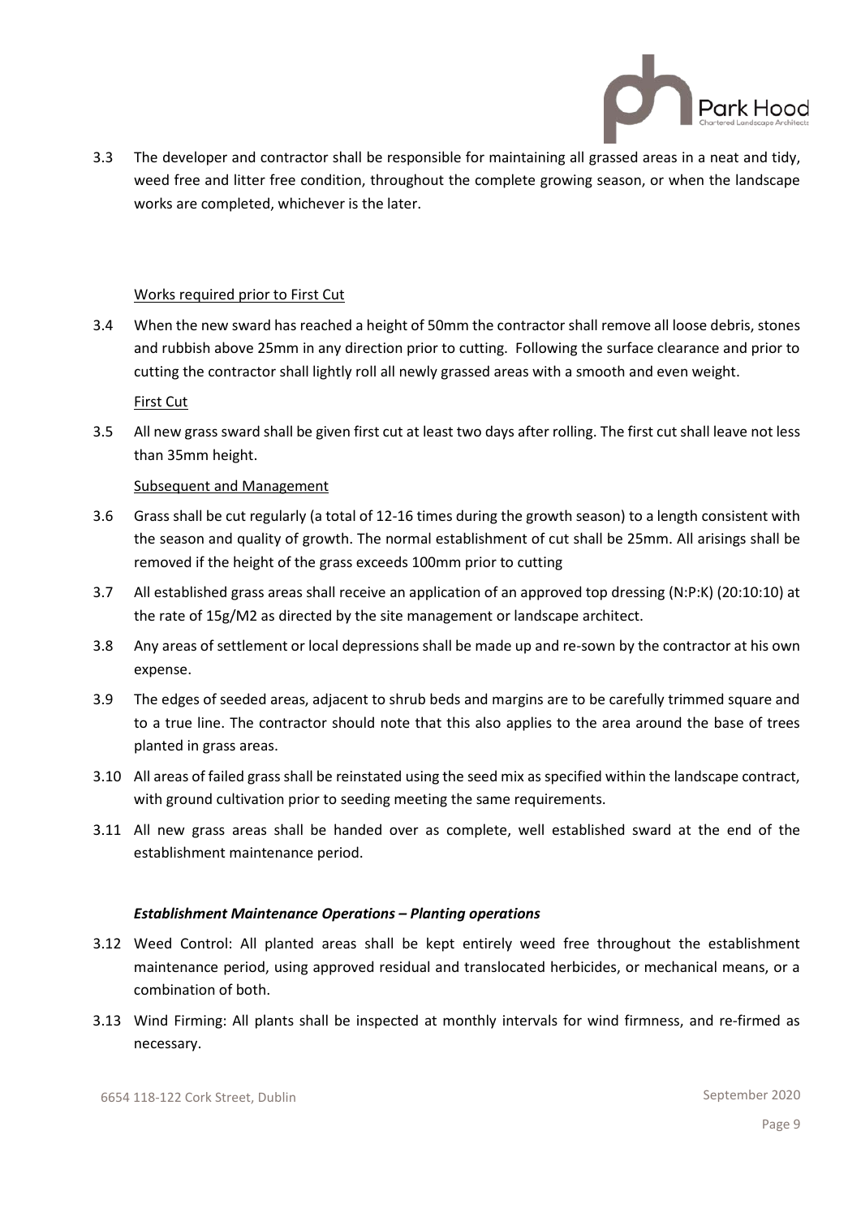3.3 The developer and contractor shall be responsible for maintaining all grassed areas in a neat and tidy, weed free and litter free condition, throughout the complete growing season, or when the landscape works are completed, whichever is the later.

Works required prior to First Cut

3.4 When the new sward has reached a height of 50mm the contractor shall remove all loose debris, stones and rubbish above 25mm in any direction prior to cutting. Following the surface clearance and prior to cutting the contractor shall lightly roll all newly grassed areas with a smooth and even weight.

First Cut

3.5 All new grass sward shall be given first cut at least two days after rolling. The first cut shall leave not less than 35mm height.

Subsequent and Management

3.6 Grass shall be cut regularly (a total of 12-16 times during the growth season) to a length consistent with the season and quality of growth. The normal establishment of cut shall be 25mm. All arisings shall be removed if the height of the grass exceeds 100mm prior to cutting

3.7 All established grass areas shall receive an application of an approved top dressing (N:P:K) (20:10:10) at the rate of 15g/M2 as directed by the site management or landscape architect.

3.8 Any areas of settlement or local depressions shall be made up and re-sown by the contractor at his own expense.

3.9 The edges of seeded areas, adjacent to shrub beds and margins are to be carefully trimmed square and to a true line. The contractor should note that this also applies to the area around the base of trees planted in grass areas.

3.10 All areas of failed grass shall be reinstated using the seed mix as specified within the landscape contract, with ground cultivation prior to seeding meeting the same requirements.

3.11 All new grass areas shall be handed over as complete, well established sward at the end of the establishment maintenance period.

***Establishment Maintenance Operations – Planting operations***

3.12 Weed Control: All planted areas shall be kept entirely weed free throughout the establishment maintenance period, using approved residual and translocated herbicides, or mechanical means, or a combination of both.

3.13 Wind Firming: All plants shall be inspected at monthly intervals for wind firmness, and re-firmed as necessary.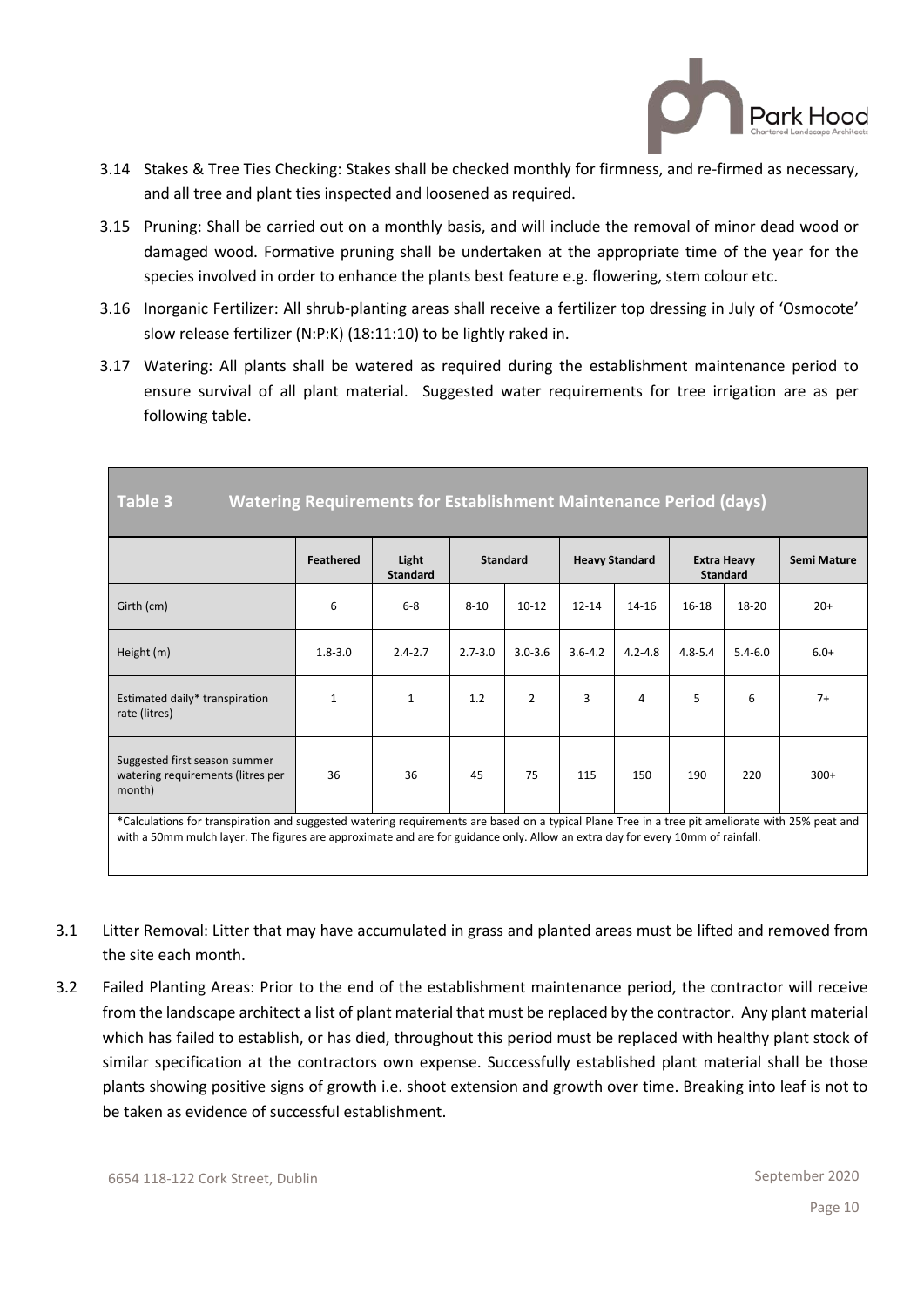3.14 Stakes & Tree Ties Checking: Stakes shall be checked monthly for firmness, and re-firmed as necessary, and all tree and plant ties inspected and loosened as required.

3.15 Pruning: Shall be carried out on a monthly basis, and will include the removal of minor dead wood or damaged wood. Formative pruning shall be undertaken at the appropriate time of the year for the species involved in order to enhance the plants best feature e.g. flowering, stem colour etc.

3.16 Inorganic Fertilizer: All shrub-planting areas shall receive a fertilizer top dressing in July of 'Osmocote' slow release fertilizer (N:P:K) (18:11:10) to be lightly raked in.

3.17 Watering: All plants shall be watered as required during the establishment maintenance period to ensure survival of all plant material. Suggested water requirements for tree irrigation are as per following table.

**Table 3 Watering Requirements for Establishment Maintenance Period (days)**

| | Feathered | Light Standard | Standard | | Heavy Standard | | Extra Heavy Standard | | Semi Mature |
|---|---|---|---|---|---|---|---|---|---|
| Girth (cm) | 6 | 6-8 | 8-10 | 10-12 | 12-14 | 14-16 | 16-18 | 18-20 | 20+ |
| Height (m) | 1.8-3.0 | 2.4-2.7 | 2.7-3.0 | 3.0-3.6 | 3.6-4.2 | 4.2-4.8 | 4.8-5.4 | 5.4-6.0 | 6.0+ |
| Estimated daily* transpiration rate (litres) | 1 | 1 | 1.2 | 2 | 3 | 4 | 5 | 6 | 7+ |
| Suggested first season summer watering requirements (litres per month) | 36 | 36 | 45 | 75 | 115 | 150 | 190 | 220 | 300+ |

*Calculations for transpiration and suggested watering requirements are based on a typical Plane Tree in a tree pit ameliorate with 25% peat and with a 50mm mulch layer. The figures are approximate and are for guidance only. Allow an extra day for every 10mm of rainfall.

3.1 Litter Removal: Litter that may have accumulated in grass and planted areas must be lifted and removed from the site each month.

3.2 Failed Planting Areas: Prior to the end of the establishment maintenance period, the contractor will receive from the landscape architect a list of plant material that must be replaced by the contractor. Any plant material which has failed to establish, or has died, throughout this period must be replaced with healthy plant stock of similar specification at the contractors own expense. Successfully established plant material shall be those plants showing positive signs of growth i.e. shoot extension and growth over time. Breaking into leaf is not to be taken as evidence of successful establishment.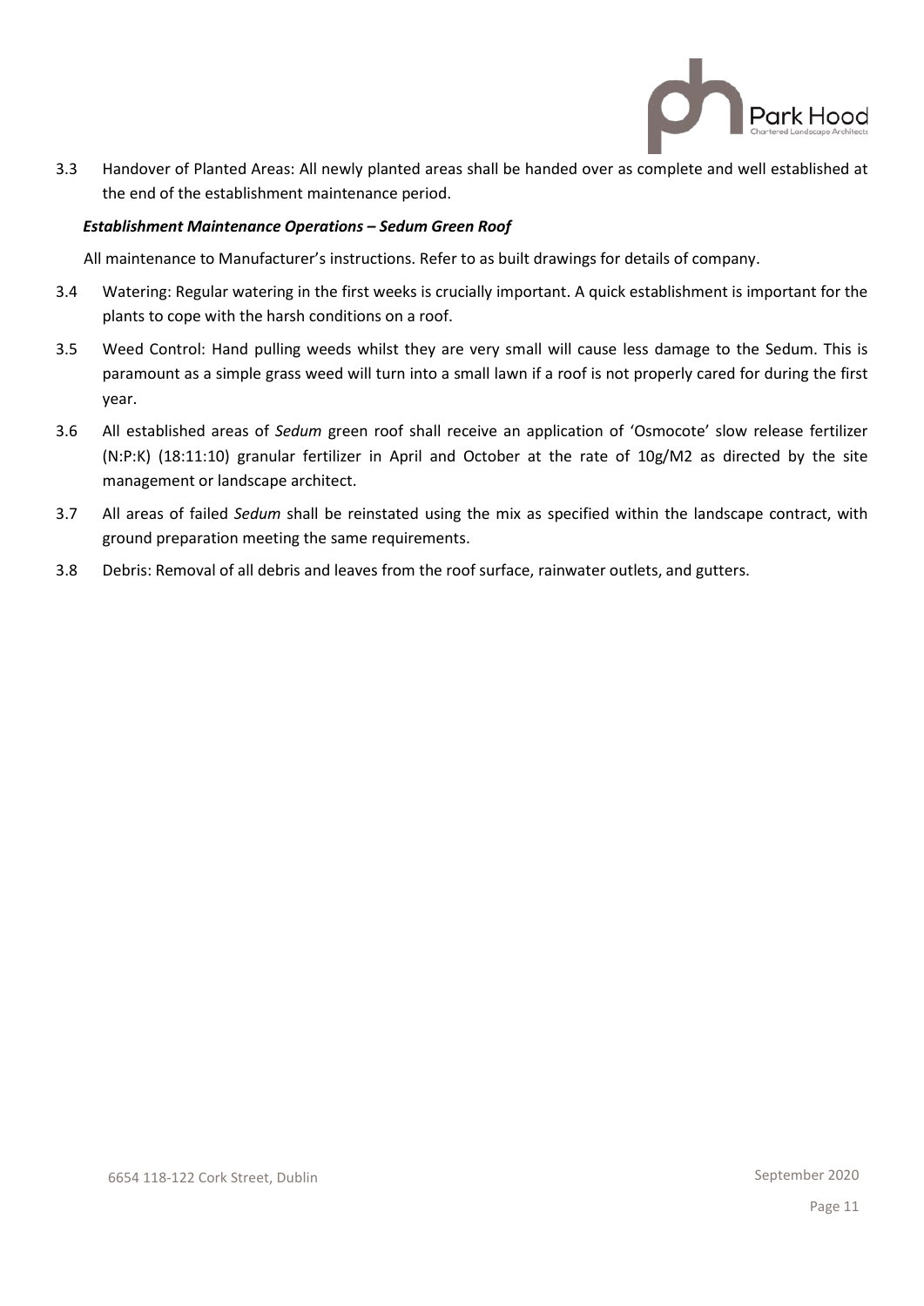3.3 Handover of Planted Areas: All newly planted areas shall be handed over as complete and well established at the end of the establishment maintenance period.

***Establishment Maintenance Operations – Sedum Green Roof***

All maintenance to Manufacturer's instructions. Refer to as built drawings for details of company.

3.4 Watering: Regular watering in the first weeks is crucially important. A quick establishment is important for the plants to cope with the harsh conditions on a roof.

3.5 Weed Control: Hand pulling weeds whilst they are very small will cause less damage to the Sedum. This is paramount as a simple grass weed will turn into a small lawn if a roof is not properly cared for during the first year.

3.6 All established areas of *Sedum* green roof shall receive an application of 'Osmocote' slow release fertilizer (N:P:K) (18:11:10) granular fertilizer in April and October at the rate of 10g/M2 as directed by the site management or landscape architect.

3.7 All areas of failed *Sedum* shall be reinstated using the mix as specified within the landscape contract, with ground preparation meeting the same requirements.

3.8 Debris: Removal of all debris and leaves from the roof surface, rainwater outlets, and gutters.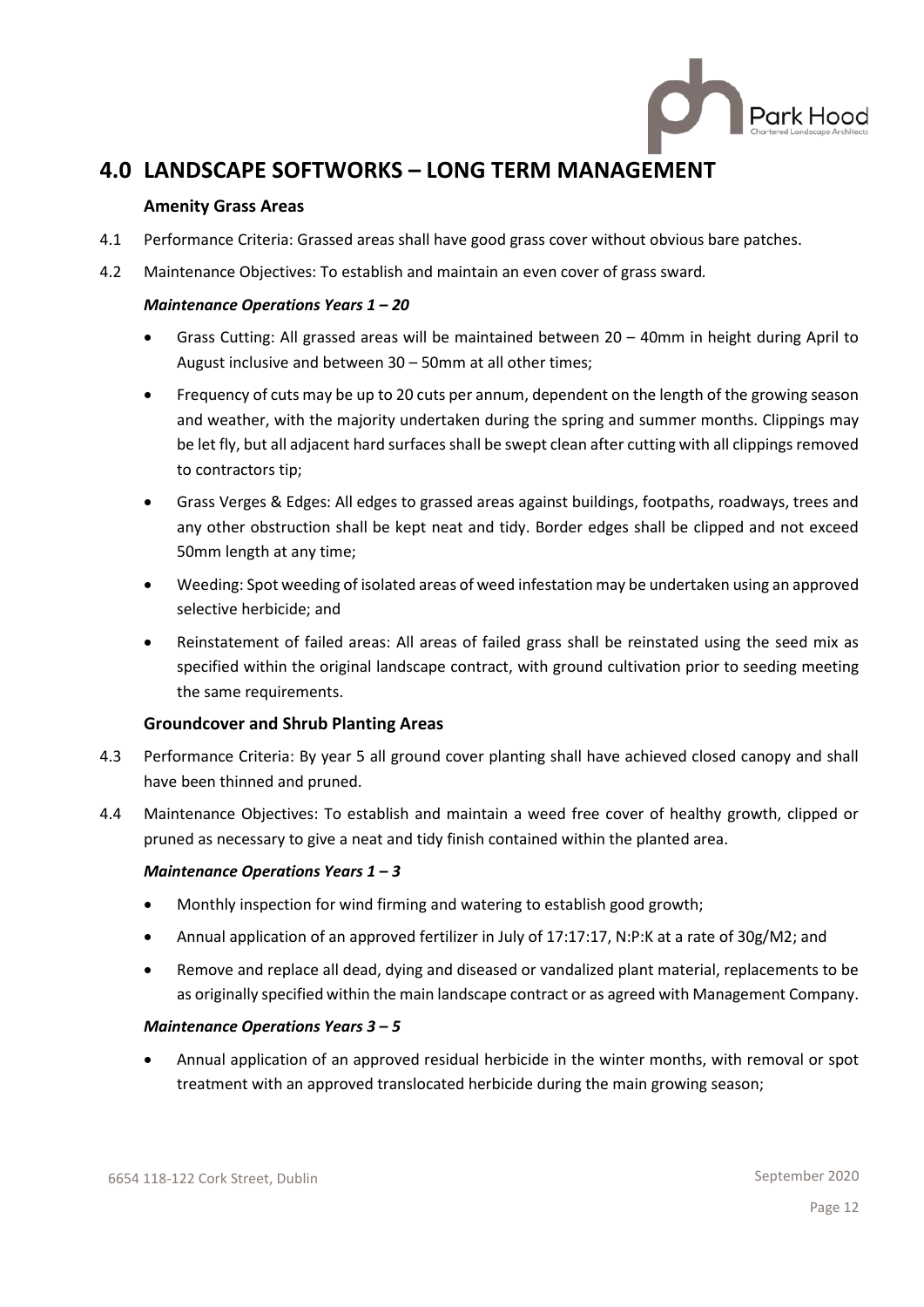# 4.0 LANDSCAPE SOFTWORKS – LONG TERM MANAGEMENT

### Amenity Grass Areas

4.1 Performance Criteria: Grassed areas shall have good grass cover without obvious bare patches.

4.2 Maintenance Objectives: To establish and maintain an even cover of grass sward.

***Maintenance Operations Years 1 – 20***

- Grass Cutting: All grassed areas will be maintained between 20 – 40mm in height during April to August inclusive and between 30 – 50mm at all other times;
- Frequency of cuts may be up to 20 cuts per annum, dependent on the length of the growing season and weather, with the majority undertaken during the spring and summer months. Clippings may be let fly, but all adjacent hard surfaces shall be swept clean after cutting with all clippings removed to contractors tip;
- Grass Verges & Edges: All edges to grassed areas against buildings, footpaths, roadways, trees and any other obstruction shall be kept neat and tidy. Border edges shall be clipped and not exceed 50mm length at any time;
- Weeding: Spot weeding of isolated areas of weed infestation may be undertaken using an approved selective herbicide; and
- Reinstatement of failed areas: All areas of failed grass shall be reinstated using the seed mix as specified within the original landscape contract, with ground cultivation prior to seeding meeting the same requirements.

### Groundcover and Shrub Planting Areas

4.3 Performance Criteria: By year 5 all ground cover planting shall have achieved closed canopy and shall have been thinned and pruned.

4.4 Maintenance Objectives: To establish and maintain a weed free cover of healthy growth, clipped or pruned as necessary to give a neat and tidy finish contained within the planted area.

***Maintenance Operations Years 1 – 3***

- Monthly inspection for wind firming and watering to establish good growth;
- Annual application of an approved fertilizer in July of 17:17:17, N:P:K at a rate of 30g/M2; and
- Remove and replace all dead, dying and diseased or vandalized plant material, replacements to be as originally specified within the main landscape contract or as agreed with Management Company.

***Maintenance Operations Years 3 – 5***

- Annual application of an approved residual herbicide in the winter months, with removal or spot treatment with an approved translocated herbicide during the main growing season;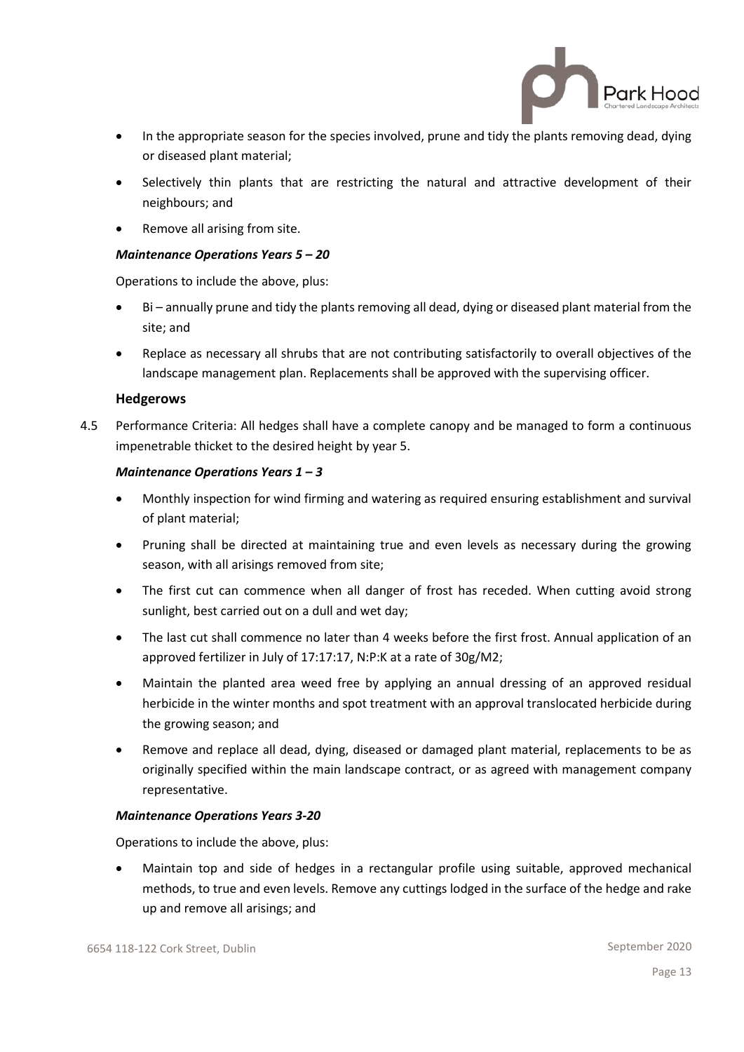- In the appropriate season for the species involved, prune and tidy the plants removing dead, dying or diseased plant material;
- Selectively thin plants that are restricting the natural and attractive development of their neighbours; and
- Remove all arising from site.

***Maintenance Operations Years 5 – 20***

Operations to include the above, plus:

- Bi – annually prune and tidy the plants removing all dead, dying or diseased plant material from the site; and
- Replace as necessary all shrubs that are not contributing satisfactorily to overall objectives of the landscape management plan. Replacements shall be approved with the supervising officer.

### Hedgerows

4.5 Performance Criteria: All hedges shall have a complete canopy and be managed to form a continuous impenetrable thicket to the desired height by year 5.

***Maintenance Operations Years 1 – 3***

- Monthly inspection for wind firming and watering as required ensuring establishment and survival of plant material;
- Pruning shall be directed at maintaining true and even levels as necessary during the growing season, with all arisings removed from site;
- The first cut can commence when all danger of frost has receded. When cutting avoid strong sunlight, best carried out on a dull and wet day;
- The last cut shall commence no later than 4 weeks before the first frost. Annual application of an approved fertilizer in July of 17:17:17, N:P:K at a rate of 30g/M2;
- Maintain the planted area weed free by applying an annual dressing of an approved residual herbicide in the winter months and spot treatment with an approval translocated herbicide during the growing season; and
- Remove and replace all dead, dying, diseased or damaged plant material, replacements to be as originally specified within the main landscape contract, or as agreed with management company representative.

***Maintenance Operations Years 3-20***

Operations to include the above, plus:

- Maintain top and side of hedges in a rectangular profile using suitable, approved mechanical methods, to true and even levels. Remove any cuttings lodged in the surface of the hedge and rake up and remove all arisings; and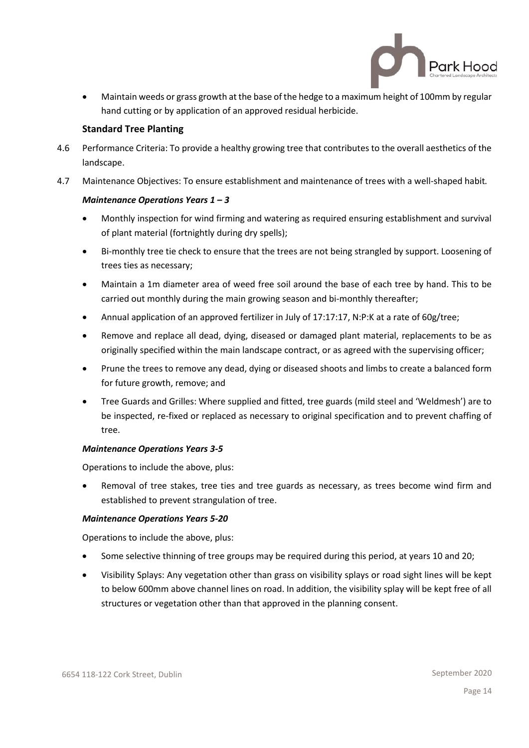- Maintain weeds or grass growth at the base of the hedge to a maximum height of 100mm by regular hand cutting or by application of an approved residual herbicide.

### Standard Tree Planting

4.6 Performance Criteria: To provide a healthy growing tree that contributes to the overall aesthetics of the landscape.

4.7 Maintenance Objectives: To ensure establishment and maintenance of trees with a well-shaped habit.

***Maintenance Operations Years 1 – 3***

- Monthly inspection for wind firming and watering as required ensuring establishment and survival of plant material (fortnightly during dry spells);
- Bi-monthly tree tie check to ensure that the trees are not being strangled by support. Loosening of trees ties as necessary;
- Maintain a 1m diameter area of weed free soil around the base of each tree by hand. This to be carried out monthly during the main growing season and bi-monthly thereafter;
- Annual application of an approved fertilizer in July of 17:17:17, N:P:K at a rate of 60g/tree;
- Remove and replace all dead, dying, diseased or damaged plant material, replacements to be as originally specified within the main landscape contract, or as agreed with the supervising officer;
- Prune the trees to remove any dead, dying or diseased shoots and limbs to create a balanced form for future growth, remove; and
- Tree Guards and Grilles: Where supplied and fitted, tree guards (mild steel and 'Weldmesh') are to be inspected, re-fixed or replaced as necessary to original specification and to prevent chaffing of tree.

***Maintenance Operations Years 3-5***

Operations to include the above, plus:

- Removal of tree stakes, tree ties and tree guards as necessary, as trees become wind firm and established to prevent strangulation of tree.

***Maintenance Operations Years 5-20***

Operations to include the above, plus:

- Some selective thinning of tree groups may be required during this period, at years 10 and 20;
- Visibility Splays: Any vegetation other than grass on visibility splays or road sight lines will be kept to below 600mm above channel lines on road. In addition, the visibility splay will be kept free of all structures or vegetation other than that approved in the planning consent.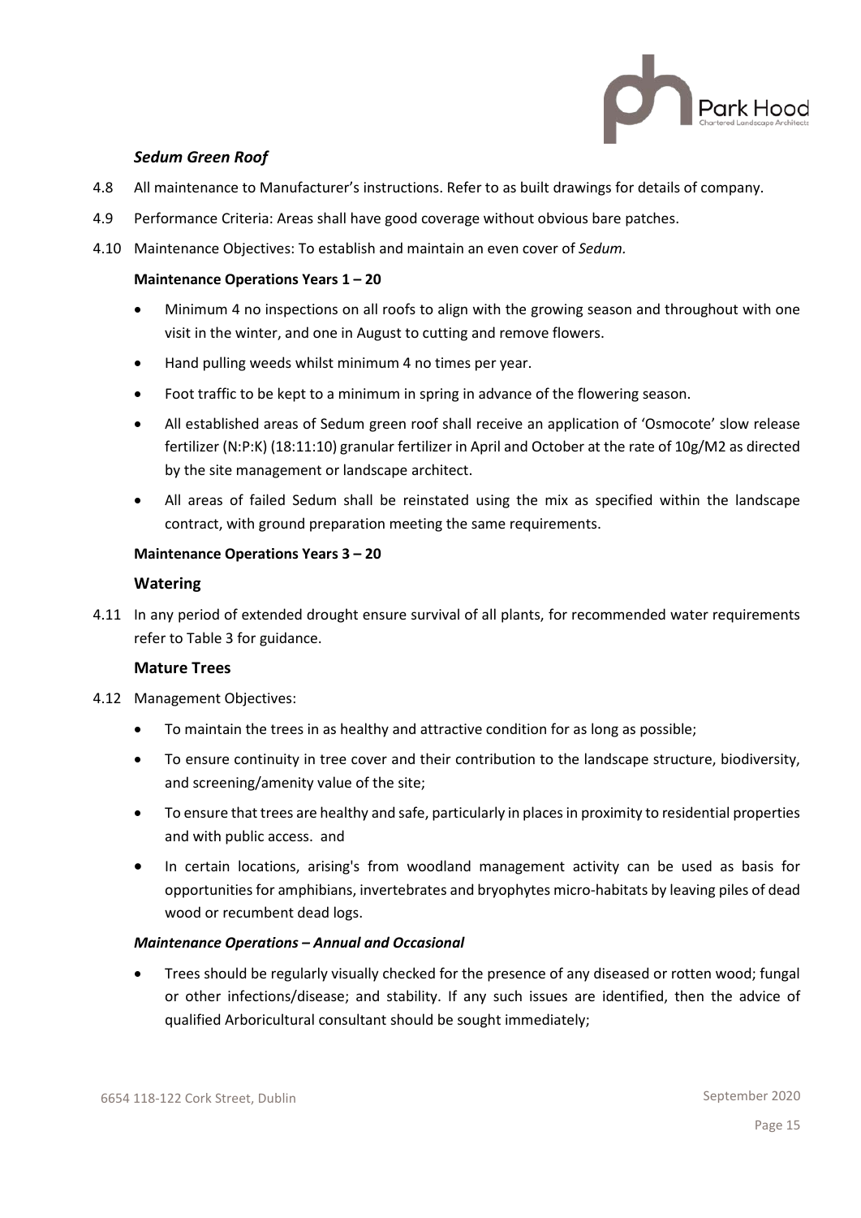### *Sedum Green Roof*

4.8 All maintenance to Manufacturer's instructions. Refer to as built drawings for details of company.

4.9 Performance Criteria: Areas shall have good coverage without obvious bare patches.

4.10 Maintenance Objectives: To establish and maintain an even cover of *Sedum.*

**Maintenance Operations Years 1 – 20**

- Minimum 4 no inspections on all roofs to align with the growing season and throughout with one visit in the winter, and one in August to cutting and remove flowers.
- Hand pulling weeds whilst minimum 4 no times per year.
- Foot traffic to be kept to a minimum in spring in advance of the flowering season.
- All established areas of Sedum green roof shall receive an application of 'Osmocote' slow release fertilizer (N:P:K) (18:11:10) granular fertilizer in April and October at the rate of 10g/M2 as directed by the site management or landscape architect.
- All areas of failed Sedum shall be reinstated using the mix as specified within the landscape contract, with ground preparation meeting the same requirements.

**Maintenance Operations Years 3 – 20**

### Watering

4.11 In any period of extended drought ensure survival of all plants, for recommended water requirements refer to Table 3 for guidance.

### Mature Trees

4.12 Management Objectives:

- To maintain the trees in as healthy and attractive condition for as long as possible;
- To ensure continuity in tree cover and their contribution to the landscape structure, biodiversity, and screening/amenity value of the site;
- To ensure that trees are healthy and safe, particularly in places in proximity to residential properties and with public access. and
- In certain locations, arising's from woodland management activity can be used as basis for opportunities for amphibians, invertebrates and bryophytes micro-habitats by leaving piles of dead wood or recumbent dead logs.

***Maintenance Operations – Annual and Occasional***

- Trees should be regularly visually checked for the presence of any diseased or rotten wood; fungal or other infections/disease; and stability. If any such issues are identified, then the advice of qualified Arboricultural consultant should be sought immediately;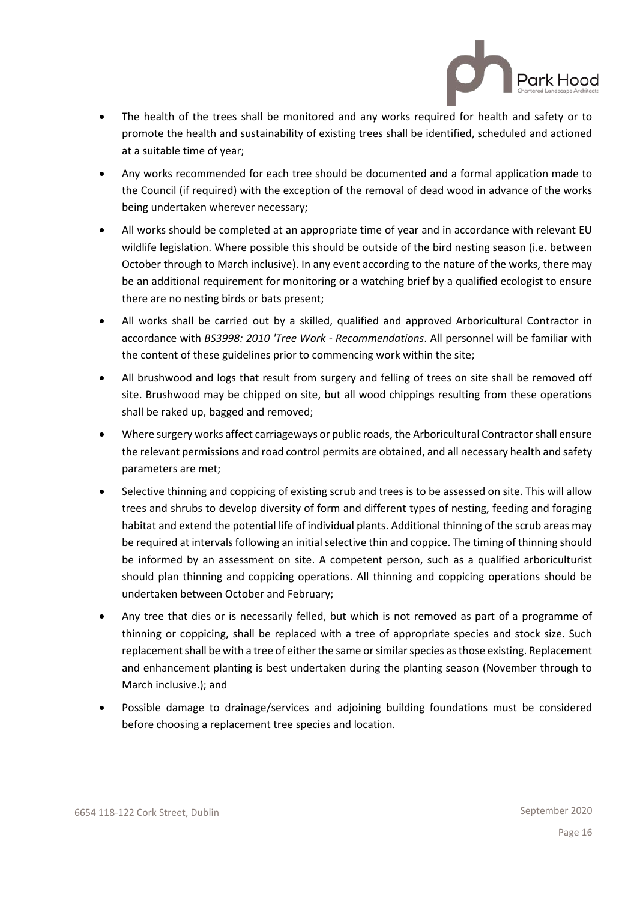- The health of the trees shall be monitored and any works required for health and safety or to promote the health and sustainability of existing trees shall be identified, scheduled and actioned at a suitable time of year;
- Any works recommended for each tree should be documented and a formal application made to the Council (if required) with the exception of the removal of dead wood in advance of the works being undertaken wherever necessary;
- All works should be completed at an appropriate time of year and in accordance with relevant EU wildlife legislation. Where possible this should be outside of the bird nesting season (i.e. between October through to March inclusive). In any event according to the nature of the works, there may be an additional requirement for monitoring or a watching brief by a qualified ecologist to ensure there are no nesting birds or bats present;
- All works shall be carried out by a skilled, qualified and approved Arboricultural Contractor in accordance with *BS3998: 2010 'Tree Work - Recommendations*. All personnel will be familiar with the content of these guidelines prior to commencing work within the site;
- All brushwood and logs that result from surgery and felling of trees on site shall be removed off site. Brushwood may be chipped on site, but all wood chippings resulting from these operations shall be raked up, bagged and removed;
- Where surgery works affect carriageways or public roads, the Arboricultural Contractor shall ensure the relevant permissions and road control permits are obtained, and all necessary health and safety parameters are met;
- Selective thinning and coppicing of existing scrub and trees is to be assessed on site. This will allow trees and shrubs to develop diversity of form and different types of nesting, feeding and foraging habitat and extend the potential life of individual plants. Additional thinning of the scrub areas may be required at intervals following an initial selective thin and coppice. The timing of thinning should be informed by an assessment on site. A competent person, such as a qualified arboriculturist should plan thinning and coppicing operations. All thinning and coppicing operations should be undertaken between October and February;
- Any tree that dies or is necessarily felled, but which is not removed as part of a programme of thinning or coppicing, shall be replaced with a tree of appropriate species and stock size. Such replacement shall be with a tree of either the same or similar species as those existing. Replacement and enhancement planting is best undertaken during the planting season (November through to March inclusive.); and
- Possible damage to drainage/services and adjoining building foundations must be considered before choosing a replacement tree species and location.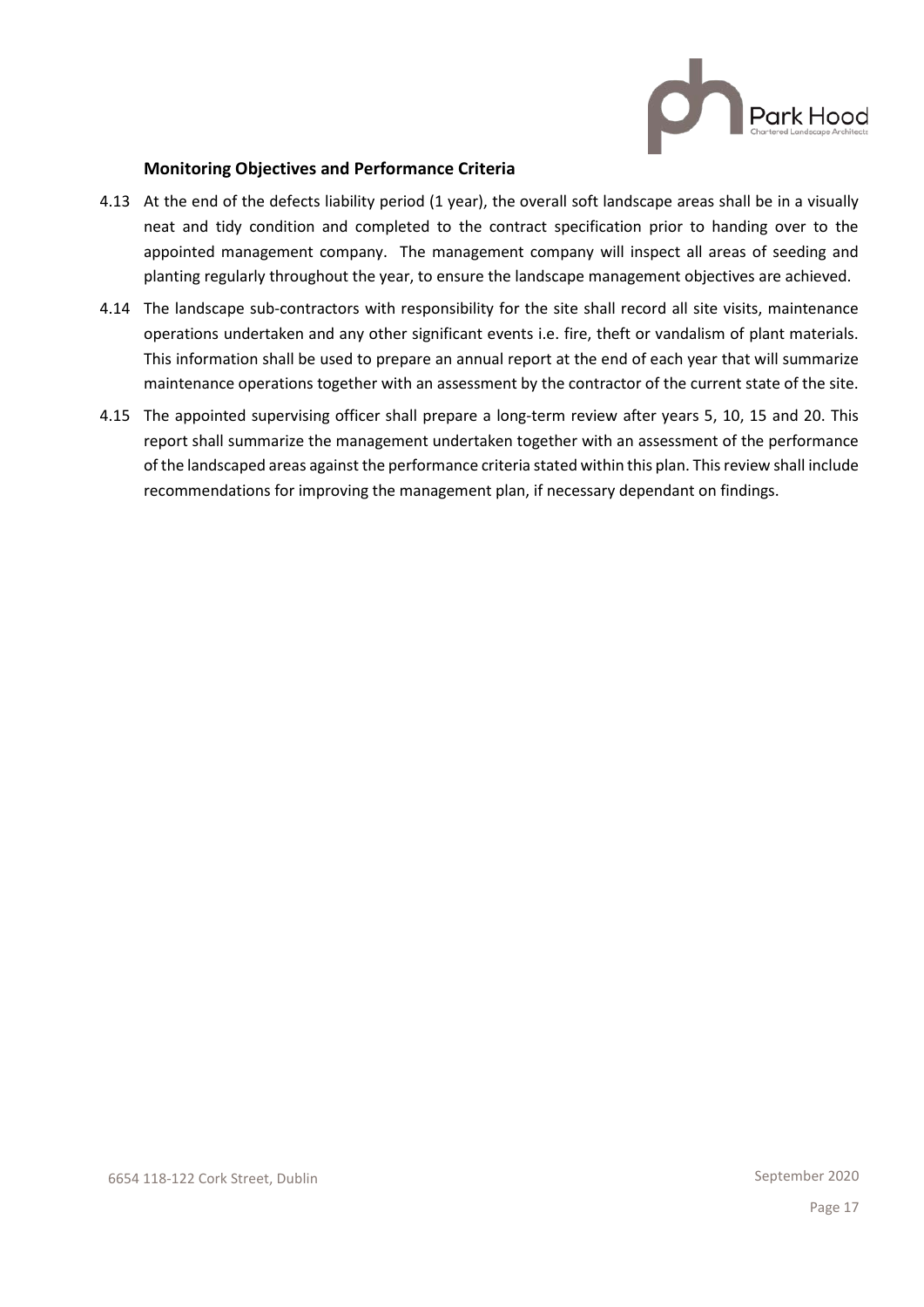### Monitoring Objectives and Performance Criteria

4.13 At the end of the defects liability period (1 year), the overall soft landscape areas shall be in a visually neat and tidy condition and completed to the contract specification prior to handing over to the appointed management company. The management company will inspect all areas of seeding and planting regularly throughout the year, to ensure the landscape management objectives are achieved.

4.14 The landscape sub-contractors with responsibility for the site shall record all site visits, maintenance operations undertaken and any other significant events i.e. fire, theft or vandalism of plant materials. This information shall be used to prepare an annual report at the end of each year that will summarize maintenance operations together with an assessment by the contractor of the current state of the site.

4.15 The appointed supervising officer shall prepare a long-term review after years 5, 10, 15 and 20. This report shall summarize the management undertaken together with an assessment of the performance of the landscaped areas against the performance criteria stated within this plan. This review shall include recommendations for improving the management plan, if necessary dependant on findings.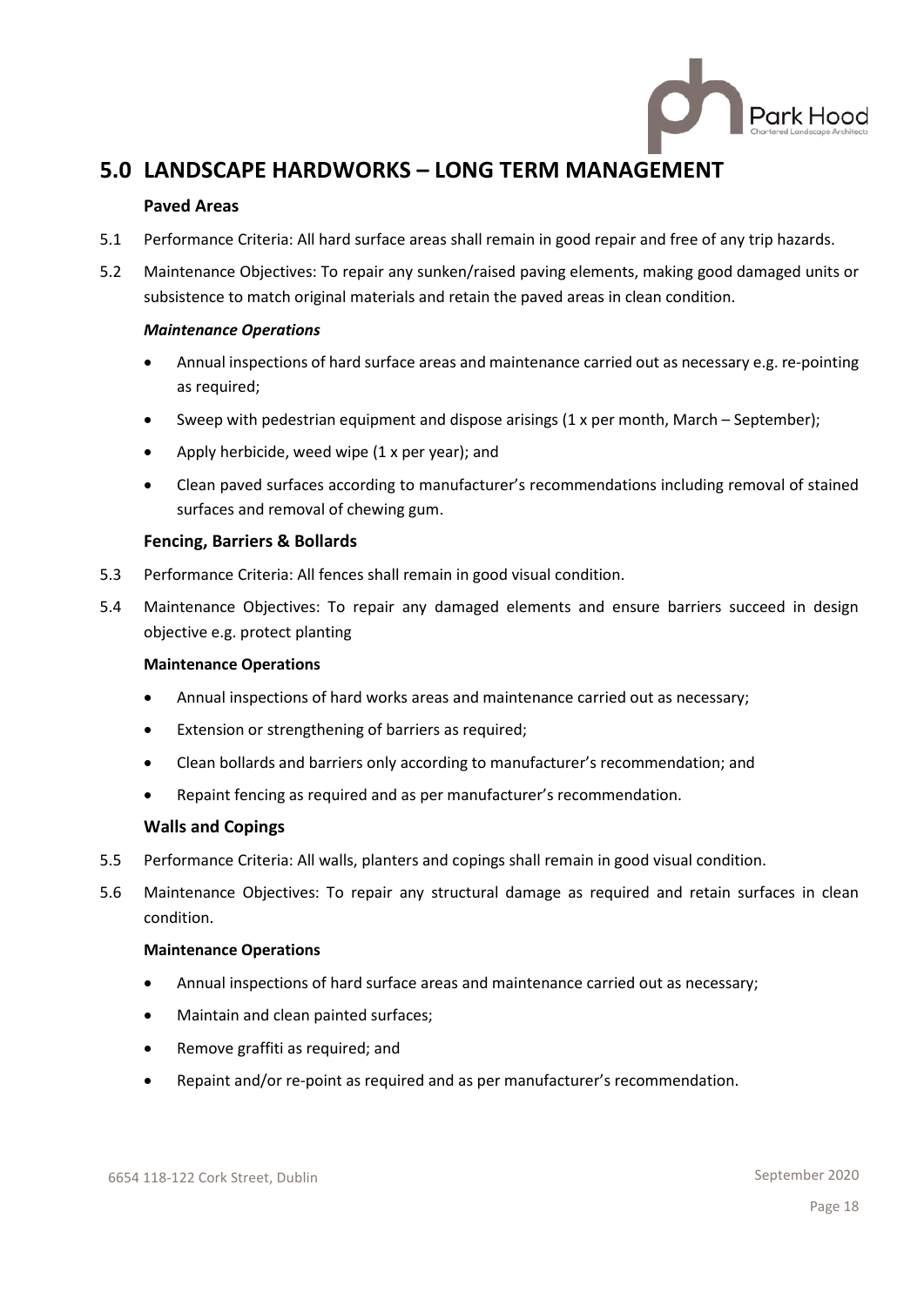# 5.0 LANDSCAPE HARDWORKS – LONG TERM MANAGEMENT

### Paved Areas

5.1 Performance Criteria: All hard surface areas shall remain in good repair and free of any trip hazards.

5.2 Maintenance Objectives: To repair any sunken/raised paving elements, making good damaged units or subsistence to match original materials and retain the paved areas in clean condition.

***Maintenance Operations***

- Annual inspections of hard surface areas and maintenance carried out as necessary e.g. re-pointing as required;
- Sweep with pedestrian equipment and dispose arisings (1 x per month, March – September);
- Apply herbicide, weed wipe (1 x per year); and
- Clean paved surfaces according to manufacturer's recommendations including removal of stained surfaces and removal of chewing gum.

### Fencing, Barriers & Bollards

5.3 Performance Criteria: All fences shall remain in good visual condition.

5.4 Maintenance Objectives: To repair any damaged elements and ensure barriers succeed in design objective e.g. protect planting

**Maintenance Operations**

- Annual inspections of hard works areas and maintenance carried out as necessary;
- Extension or strengthening of barriers as required;
- Clean bollards and barriers only according to manufacturer's recommendation; and
- Repaint fencing as required and as per manufacturer's recommendation.

### Walls and Copings

5.5 Performance Criteria: All walls, planters and copings shall remain in good visual condition.

5.6 Maintenance Objectives: To repair any structural damage as required and retain surfaces in clean condition.

**Maintenance Operations**

- Annual inspections of hard surface areas and maintenance carried out as necessary;
- Maintain and clean painted surfaces;
- Remove graffiti as required; and
- Repaint and/or re-point as required and as per manufacturer's recommendation.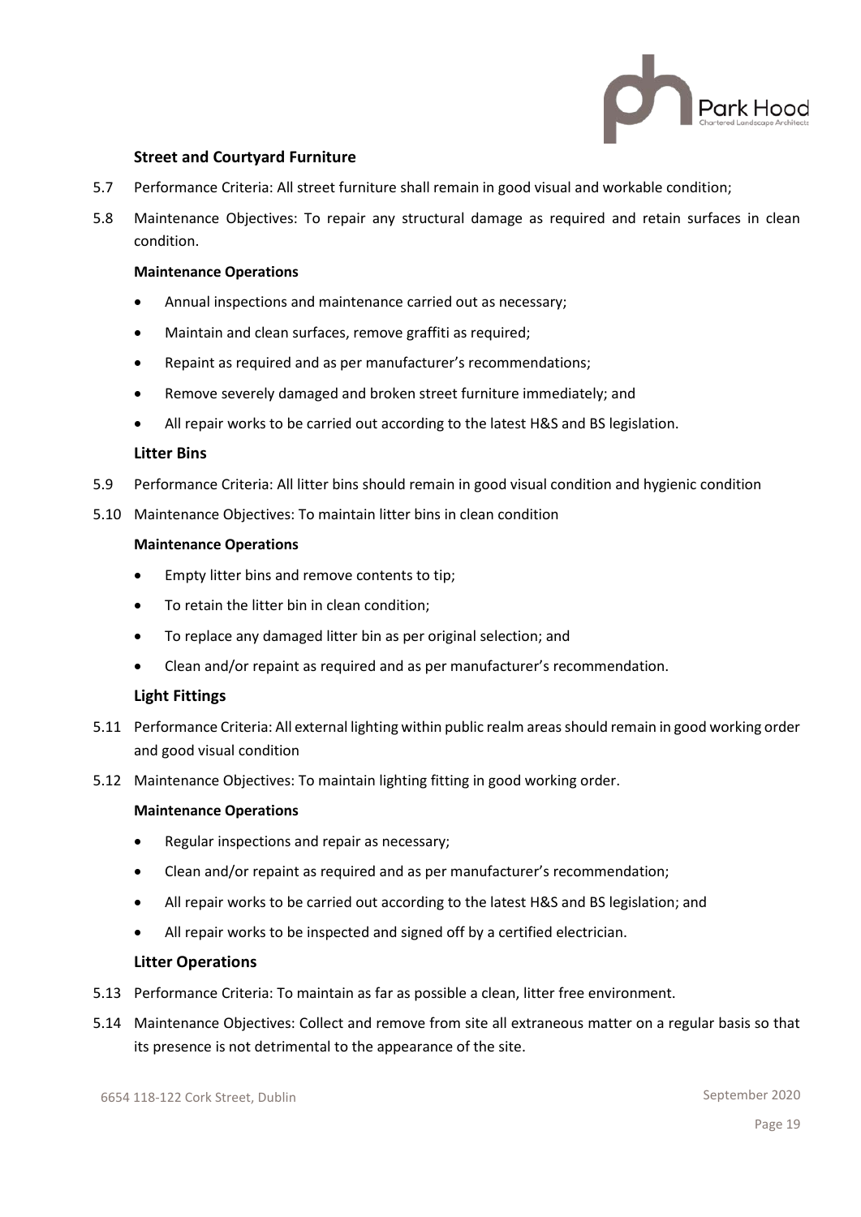### Street and Courtyard Furniture

5.7 Performance Criteria: All street furniture shall remain in good visual and workable condition;

5.8 Maintenance Objectives: To repair any structural damage as required and retain surfaces in clean condition.

**Maintenance Operations**

- Annual inspections and maintenance carried out as necessary;
- Maintain and clean surfaces, remove graffiti as required;
- Repaint as required and as per manufacturer's recommendations;
- Remove severely damaged and broken street furniture immediately; and
- All repair works to be carried out according to the latest H&S and BS legislation.

### Litter Bins

5.9 Performance Criteria: All litter bins should remain in good visual condition and hygienic condition

5.10 Maintenance Objectives: To maintain litter bins in clean condition

**Maintenance Operations**

- Empty litter bins and remove contents to tip;
- To retain the litter bin in clean condition;
- To replace any damaged litter bin as per original selection; and
- Clean and/or repaint as required and as per manufacturer's recommendation.

### Light Fittings

5.11 Performance Criteria: All external lighting within public realm areas should remain in good working order and good visual condition

5.12 Maintenance Objectives: To maintain lighting fitting in good working order.

**Maintenance Operations**

- Regular inspections and repair as necessary;
- Clean and/or repaint as required and as per manufacturer's recommendation;
- All repair works to be carried out according to the latest H&S and BS legislation; and
- All repair works to be inspected and signed off by a certified electrician.

### Litter Operations

5.13 Performance Criteria: To maintain as far as possible a clean, litter free environment.

5.14 Maintenance Objectives: Collect and remove from site all extraneous matter on a regular basis so that its presence is not detrimental to the appearance of the site.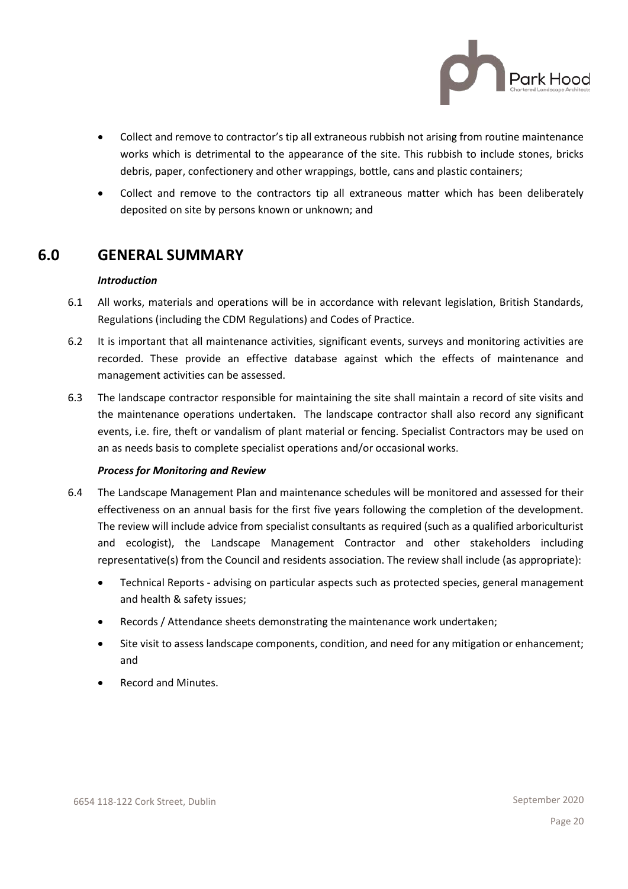- Collect and remove to contractor's tip all extraneous rubbish not arising from routine maintenance works which is detrimental to the appearance of the site. This rubbish to include stones, bricks debris, paper, confectionery and other wrappings, bottle, cans and plastic containers;
- Collect and remove to the contractors tip all extraneous matter which has been deliberately deposited on site by persons known or unknown; and

# 6.0 GENERAL SUMMARY

***Introduction***

6.1 All works, materials and operations will be in accordance with relevant legislation, British Standards, Regulations (including the CDM Regulations) and Codes of Practice.

6.2 It is important that all maintenance activities, significant events, surveys and monitoring activities are recorded. These provide an effective database against which the effects of maintenance and management activities can be assessed.

6.3 The landscape contractor responsible for maintaining the site shall maintain a record of site visits and the maintenance operations undertaken. The landscape contractor shall also record any significant events, i.e. fire, theft or vandalism of plant material or fencing. Specialist Contractors may be used on an as needs basis to complete specialist operations and/or occasional works.

***Process for Monitoring and Review***

6.4 The Landscape Management Plan and maintenance schedules will be monitored and assessed for their effectiveness on an annual basis for the first five years following the completion of the development. The review will include advice from specialist consultants as required (such as a qualified arboriculturist and ecologist), the Landscape Management Contractor and other stakeholders including representative(s) from the Council and residents association. The review shall include (as appropriate):

- Technical Reports - advising on particular aspects such as protected species, general management and health & safety issues;
- Records / Attendance sheets demonstrating the maintenance work undertaken;
- Site visit to assess landscape components, condition, and need for any mitigation or enhancement; and
- Record and Minutes.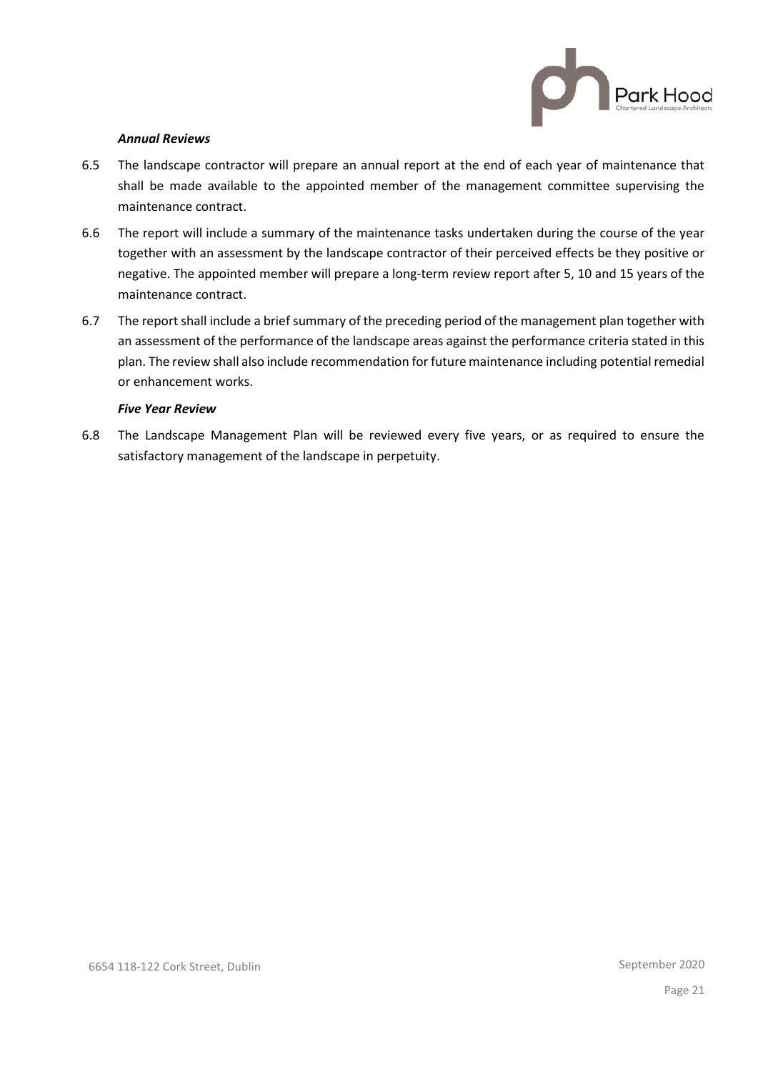***Annual Reviews***

6.5 The landscape contractor will prepare an annual report at the end of each year of maintenance that shall be made available to the appointed member of the management committee supervising the maintenance contract.

6.6 The report will include a summary of the maintenance tasks undertaken during the course of the year together with an assessment by the landscape contractor of their perceived effects be they positive or negative. The appointed member will prepare a long-term review report after 5, 10 and 15 years of the maintenance contract.

6.7 The report shall include a brief summary of the preceding period of the management plan together with an assessment of the performance of the landscape areas against the performance criteria stated in this plan. The review shall also include recommendation for future maintenance including potential remedial or enhancement works.

***Five Year Review***

6.8 The Landscape Management Plan will be reviewed every five years, or as required to ensure the satisfactory management of the landscape in perpetuity.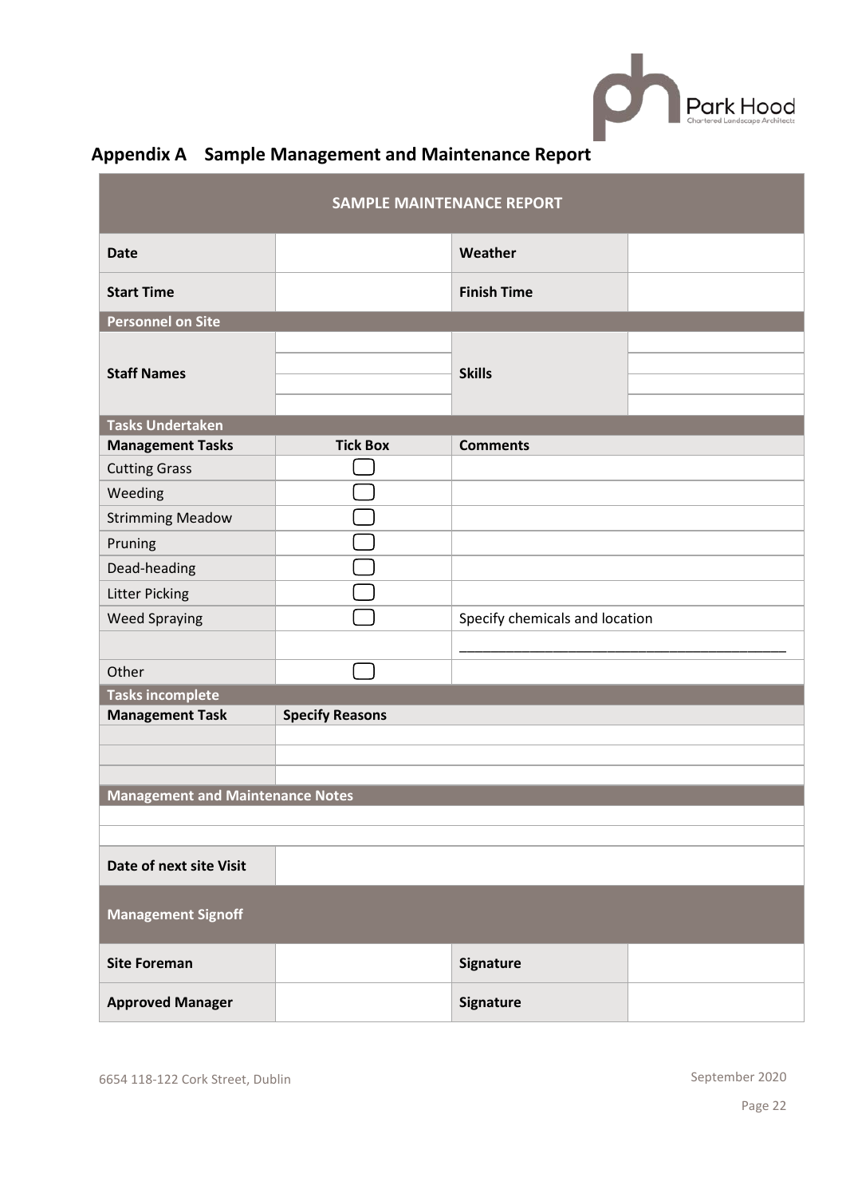## Appendix A Sample Management and Maintenance Report

| SAMPLE MAINTENANCE REPORT | | | |
|---|---|---|---|
| **Date** | | **Weather** | |
| **Start Time** | | **Finish Time** | |
| **Personnel on Site** | | | |
| **Staff Names** | | **Skills** | |
| | | | |
| | | | |
| | | | |
| **Tasks Undertaken** | | | |
| **Management Tasks** | **Tick Box** | **Comments** | |
| Cutting Grass | ☐ | | |
| Weeding | ☐ | | |
| Strimming Meadow | ☐ | | |
| Pruning | ☐ | | |
| Dead-heading | ☐ | | |
| Litter Picking | ☐ | | |
| Weed Spraying | ☐ | Specify chemicals and location | |
| | | ________________________________________ | |
| Other | ☐ | | |
| **Tasks incomplete** | | | |
| **Management Task** | **Specify Reasons** | | |
| | | | |
| | | | |
| | | | |
| **Management and Maintenance Notes** | | | |
| | | | |
| | | | |
| **Date of next site Visit** | | | |
| **Management Signoff** | | | |
| **Site Foreman** | | **Signature** | |
| **Approved Manager** | | **Signature** | |

6654 118-122 Cork Street, Dublin

September 2020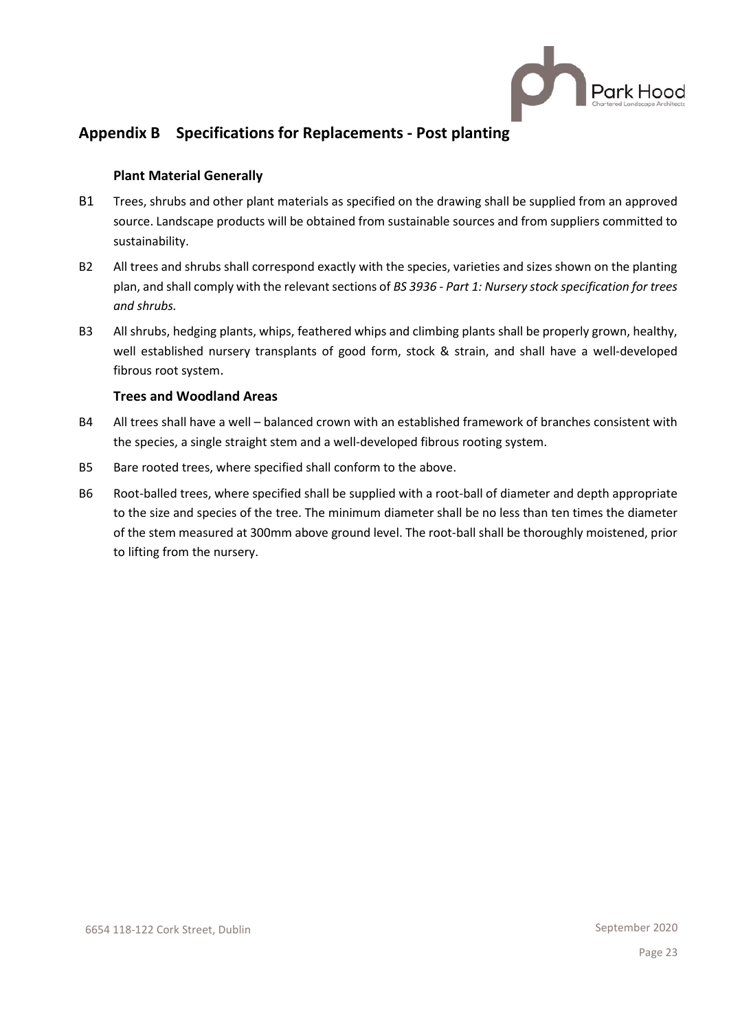## Appendix B Specifications for Replacements - Post planting

### Plant Material Generally

B1 Trees, shrubs and other plant materials as specified on the drawing shall be supplied from an approved source. Landscape products will be obtained from sustainable sources and from suppliers committed to sustainability.

B2 All trees and shrubs shall correspond exactly with the species, varieties and sizes shown on the planting plan, and shall comply with the relevant sections of *BS 3936 - Part 1: Nursery stock specification for trees and shrubs.*

B3 All shrubs, hedging plants, whips, feathered whips and climbing plants shall be properly grown, healthy, well established nursery transplants of good form, stock & strain, and shall have a well-developed fibrous root system.

### Trees and Woodland Areas

B4 All trees shall have a well – balanced crown with an established framework of branches consistent with the species, a single straight stem and a well-developed fibrous rooting system.

B5 Bare rooted trees, where specified shall conform to the above.

B6 Root-balled trees, where specified shall be supplied with a root-ball of diameter and depth appropriate to the size and species of the tree. The minimum diameter shall be no less than ten times the diameter of the stem measured at 300mm above ground level. The root-ball shall be thoroughly moistened, prior to lifting from the nursery.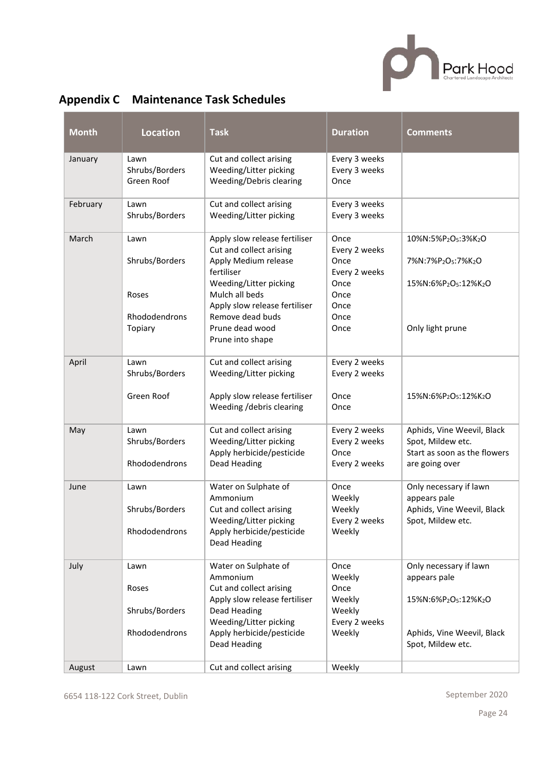## Appendix C Maintenance Task Schedules

| Month | Location | Task | Duration | Comments |
|---|---|---|---|---|
| January | Lawn<br>Shrubs/Borders<br>Green Roof | Cut and collect arising<br>Weeding/Litter picking<br>Weeding/Debris clearing | Every 3 weeks<br>Every 3 weeks<br>Once | |
| February | Lawn<br>Shrubs/Borders | Cut and collect arising<br>Weeding/Litter picking | Every 3 weeks<br>Every 3 weeks | |
| March | Lawn<br><br>Shrubs/Borders<br><br><br>Roses<br><br>Rhododendrons<br>Topiary | Apply slow release fertiliser<br>Cut and collect arising<br>Apply Medium release fertiliser<br>Weeding/Litter picking<br>Mulch all beds<br>Apply slow release fertiliser<br>Remove dead buds<br>Prune dead wood<br>Prune into shape | Once<br>Every 2 weeks<br>Once<br>Every 2 weeks<br>Once<br>Once<br>Once<br>Once<br>Once | 10%N:5%$P_2O_5$:3%$K_2O$<br><br>7%N:7%$P_2O_5$:7%$K_2O$<br><br>15%N:6%$P_2O_5$:12%$K_2O$<br><br><br><br>Only light prune |
| April | Lawn<br>Shrubs/Borders<br><br>Green Roof | Cut and collect arising<br>Weeding/Litter picking<br><br>Apply slow release fertiliser<br>Weeding /debris clearing | Every 2 weeks<br>Every 2 weeks<br><br>Once<br>Once | <br><br><br>15%N:6%$P_2O_5$:12%$K_2O$ |
| May | Lawn<br>Shrubs/Borders<br><br>Rhododendrons | Cut and collect arising<br>Weeding/Litter picking<br>Apply herbicide/pesticide<br>Dead Heading | Every 2 weeks<br>Every 2 weeks<br>Once<br>Every 2 weeks | Aphids, Vine Weevil, Black Spot, Mildew etc.<br>Start as soon as the flowers are going over |
| June | Lawn<br><br>Shrubs/Borders<br><br>Rhododendrons | Water on Sulphate of Ammonium<br>Cut and collect arising<br>Weeding/Litter picking<br>Apply herbicide/pesticide<br>Dead Heading | Once<br>Weekly<br>Weekly<br>Every 2 weeks<br>Weekly | Only necessary if lawn appears pale<br>Aphids, Vine Weevil, Black Spot, Mildew etc. |
| July | Lawn<br><br>Roses<br><br>Shrubs/Borders<br><br>Rhododendrons | Water on Sulphate of Ammonium<br>Cut and collect arising<br>Apply slow release fertiliser<br>Dead Heading<br>Weeding/Litter picking<br>Apply herbicide/pesticide<br>Dead Heading | Once<br>Weekly<br>Once<br>Weekly<br>Weekly<br>Every 2 weeks<br>Weekly | Only necessary if lawn appears pale<br><br>15%N:6%$P_2O_5$:12%$K_2O$<br><br><br>Aphids, Vine Weevil, Black Spot, Mildew etc. |
| August | Lawn | Cut and collect arising | Weekly | |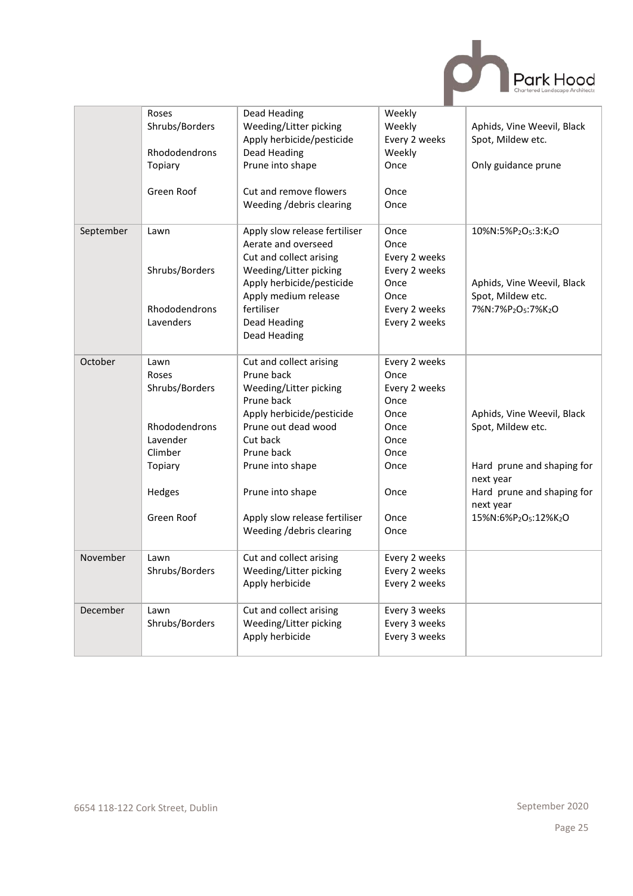| | | | | |
|---|---|---|---|---|
| | Roses<br>Shrubs/Borders<br><br>Rhododendrons<br>Topiary<br><br>Green Roof | Dead Heading<br>Weeding/Litter picking<br>Apply herbicide/pesticide<br>Dead Heading<br>Prune into shape<br><br>Cut and remove flowers<br>Weeding /debris clearing | Weekly<br>Weekly<br>Every 2 weeks<br>Weekly<br>Once<br><br>Once<br>Once | <br>Aphids, Vine Weevil, Black Spot, Mildew etc.<br><br>Only guidance prune |
| September | Lawn<br><br><br>Shrubs/Borders<br><br><br>Rhododendrons<br>Lavenders | Apply slow release fertiliser<br>Aerate and overseed<br>Cut and collect arising<br>Weeding/Litter picking<br>Apply herbicide/pesticide<br>Apply medium release fertiliser<br>Dead Heading<br>Dead Heading | Once<br>Once<br>Every 2 weeks<br>Every 2 weeks<br>Once<br>Once<br>Every 2 weeks<br>Every 2 weeks | 10%N:5%$P_2O_5$:3:$K_2O$<br><br><br><br>Aphids, Vine Weevil, Black Spot, Mildew etc.<br>7%N:7%$P_2O_5$:7%$K_2O$ |
| October | Lawn<br>Roses<br>Shrubs/Borders<br><br><br>Rhododendrons<br>Lavender<br>Climber<br>Topiary<br><br>Hedges<br><br>Green Roof | Cut and collect arising<br>Prune back<br>Weeding/Litter picking<br>Prune back<br>Apply herbicide/pesticide<br>Prune out dead wood<br>Cut back<br>Prune back<br>Prune into shape<br><br>Prune into shape<br><br>Apply slow release fertiliser<br>Weeding /debris clearing | Every 2 weeks<br>Once<br>Every 2 weeks<br>Once<br>Once<br>Once<br>Once<br>Once<br>Once<br><br>Once<br><br>Once<br>Once | <br><br><br><br>Aphids, Vine Weevil, Black Spot, Mildew etc.<br><br><br>Hard prune and shaping for next year<br>Hard prune and shaping for next year<br>15%N:6%$P_2O_5$:12%$K_2O$ |
| November | Lawn<br>Shrubs/Borders | Cut and collect arising<br>Weeding/Litter picking<br>Apply herbicide | Every 2 weeks<br>Every 2 weeks<br>Every 2 weeks | |
| December | Lawn<br>Shrubs/Borders | Cut and collect arising<br>Weeding/Litter picking<br>Apply herbicide | Every 3 weeks<br>Every 3 weeks<br>Every 3 weeks | |